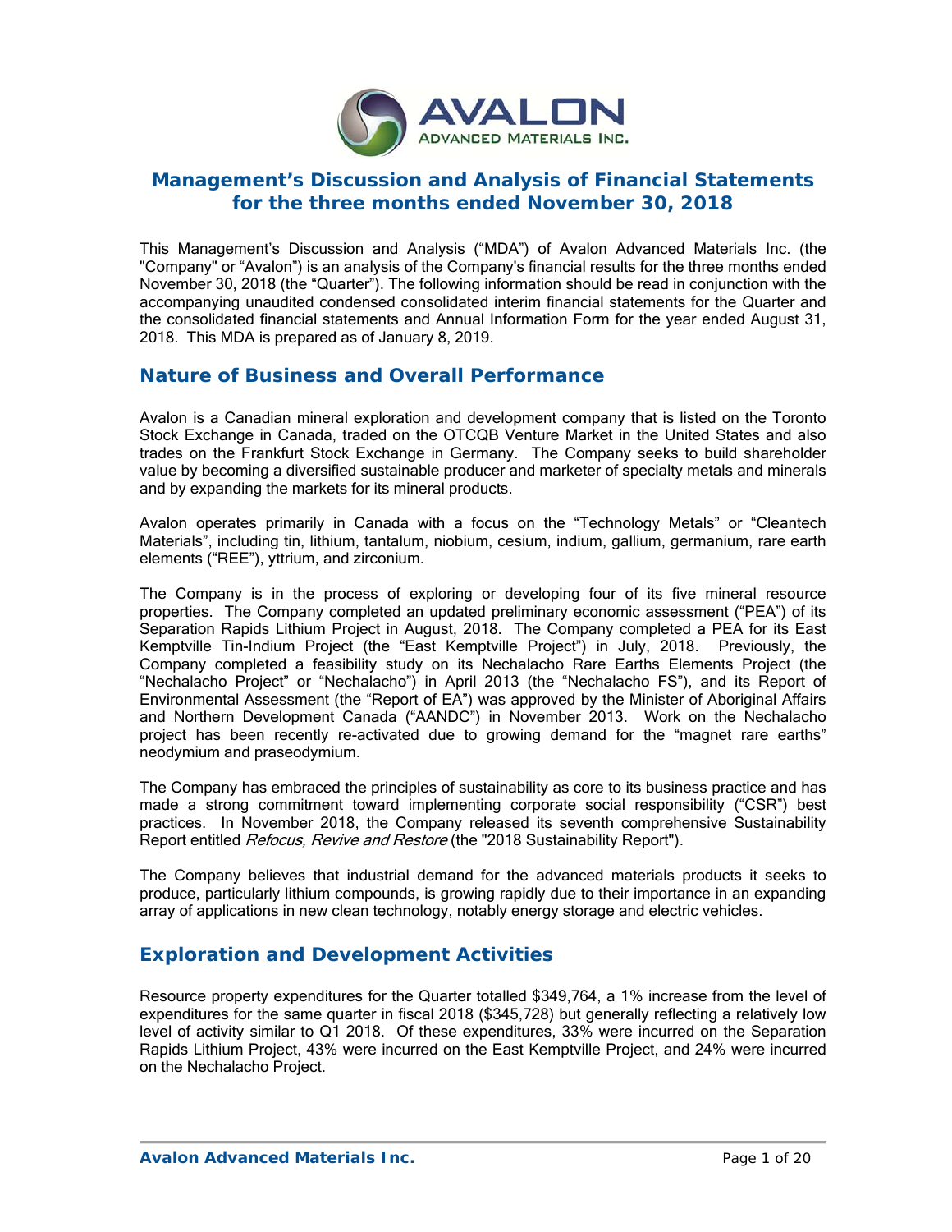# Management's Discussion and Analysis of Financial Statements for the three months ended November 30, 2018

This Management's Discussion and Analysis ("MDA") of Avalon Advanced Materials Inc. (the "Company" or "Avalon") is an analysis of the Company's financial results for the three months ended November 30, 2018 (the "Quarter"). The following information should be read in conjunction with the accompanying unaudited condensed consolidated interim financial statements for the Quarter and the consolidated financial statements and Annual Information Form for the year ended August 31, 2018. This MDA is prepared as of January 8, 2019.

## Nature of Business and Overall Performance

Avalon is a Canadian mineral exploration and development company that is listed on the Toronto Stock Exchange in Canada, traded on the OTCQB Venture Market in the United States and also trades on the Frankfurt Stock Exchange in Germany. The Company seeks to build shareholder value by becoming a diversified sustainable producer and marketer of specialty metals and minerals and by expanding the markets for its mineral products.

Avalon operates primarily in Canada with a focus on the "Technology Metals" or "Cleantech Materials", including tin, lithium, tantalum, niobium, cesium, indium, gallium, germanium, rare earth elements ("REE"), yttrium, and zirconium.

The Company is in the process of exploring or developing four of its five mineral resource properties. The Company completed an updated preliminary economic assessment ("PEA") of its Separation Rapids Lithium Project in August, 2018. The Company completed a PEA for its East Kemptville Tin-Indium Project (the "East Kemptville Project") in July, 2018. Previously, the Company completed a feasibility study on its Nechalacho Rare Earths Elements Project (the "Nechalacho Project" or "Nechalacho") in April 2013 (the "Nechalacho FS"), and its Report of Environmental Assessment (the "Report of EA") was approved by the Minister of Aboriginal Affairs and Northern Development Canada ("AANDC") in November 2013. Work on the Nechalacho project has been recently re-activated due to growing demand for the "magnet rare earths" neodymium and praseodymium.

The Company has embraced the principles of sustainability as core to its business practice and has made a strong commitment toward implementing corporate social responsibility ("CSR") best practices. In November 2018, the Company released its seventh comprehensive Sustainability Report entitled *Refocus, Revive and Restore* (the "2018 Sustainability Report").

The Company believes that industrial demand for the advanced materials products it seeks to produce, particularly lithium compounds, is growing rapidly due to their importance in an expanding array of applications in new clean technology, notably energy storage and electric vehicles.

## Exploration and Development Activities

Resource property expenditures for the Quarter totalled $349,764, a 1% increase from the level of expenditures for the same quarter in fiscal 2018 ($345,728) but generally reflecting a relatively low level of activity similar to Q1 2018. Of these expenditures, 33% were incurred on the Separation Rapids Lithium Project, 43% were incurred on the East Kemptville Project, and 24% were incurred on the Nechalacho Project.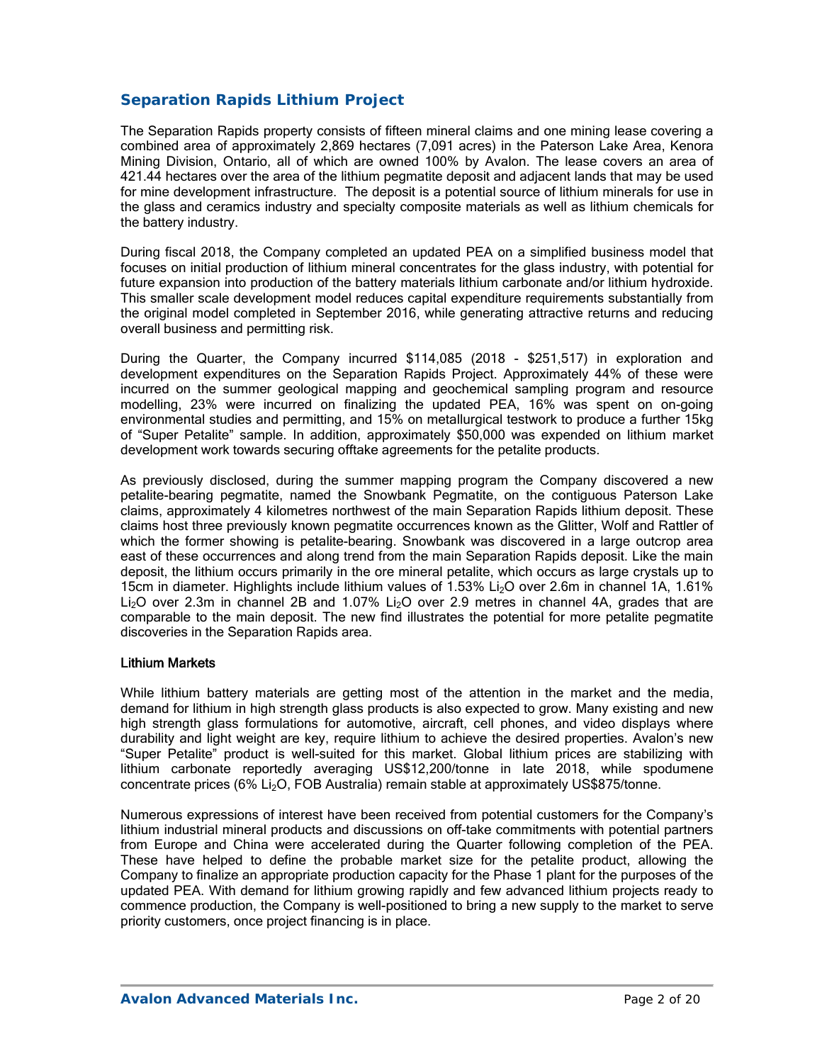## Separation Rapids Lithium Project

The Separation Rapids property consists of fifteen mineral claims and one mining lease covering a combined area of approximately 2,869 hectares (7,091 acres) in the Paterson Lake Area, Kenora Mining Division, Ontario, all of which are owned 100% by Avalon. The lease covers an area of 421.44 hectares over the area of the lithium pegmatite deposit and adjacent lands that may be used for mine development infrastructure. The deposit is a potential source of lithium minerals for use in the glass and ceramics industry and specialty composite materials as well as lithium chemicals for the battery industry.

During fiscal 2018, the Company completed an updated PEA on a simplified business model that focuses on initial production of lithium mineral concentrates for the glass industry, with potential for future expansion into production of the battery materials lithium carbonate and/or lithium hydroxide. This smaller scale development model reduces capital expenditure requirements substantially from the original model completed in September 2016, while generating attractive returns and reducing overall business and permitting risk.

During the Quarter, the Company incurred $114,085 (2018 - $251,517) in exploration and development expenditures on the Separation Rapids Project. Approximately 44% of these were incurred on the summer geological mapping and geochemical sampling program and resource modelling, 23% were incurred on finalizing the updated PEA, 16% was spent on on-going environmental studies and permitting, and 15% on metallurgical testwork to produce a further 15kg of "Super Petalite" sample. In addition, approximately $50,000 was expended on lithium market development work towards securing offtake agreements for the petalite products.

As previously disclosed, during the summer mapping program the Company discovered a new petalite-bearing pegmatite, named the Snowbank Pegmatite, on the contiguous Paterson Lake claims, approximately 4 kilometres northwest of the main Separation Rapids lithium deposit. These claims host three previously known pegmatite occurrences known as the Glitter, Wolf and Rattler of which the former showing is petalite-bearing. Snowbank was discovered in a large outcrop area east of these occurrences and along trend from the main Separation Rapids deposit. Like the main deposit, the lithium occurs primarily in the ore mineral petalite, which occurs as large crystals up to 15cm in diameter. Highlights include lithium values of 1.53% $Li_2O$ over 2.6m in channel 1A, 1.61% $Li_2O$ over 2.3m in channel 2B and 1.07% $Li_2O$ over 2.9 metres in channel 4A, grades that are comparable to the main deposit. The new find illustrates the potential for more petalite pegmatite discoveries in the Separation Rapids area.

### Lithium Markets

While lithium battery materials are getting most of the attention in the market and the media, demand for lithium in high strength glass products is also expected to grow. Many existing and new high strength glass formulations for automotive, aircraft, cell phones, and video displays where durability and light weight are key, require lithium to achieve the desired properties. Avalon's new "Super Petalite" product is well-suited for this market. Global lithium prices are stabilizing with lithium carbonate reportedly averaging US$12,200/tonne in late 2018, while spodumene concentrate prices (6% $Li_2O$, FOB Australia) remain stable at approximately US$875/tonne.

Numerous expressions of interest have been received from potential customers for the Company's lithium industrial mineral products and discussions on off-take commitments with potential partners from Europe and China were accelerated during the Quarter following completion of the PEA. These have helped to define the probable market size for the petalite product, allowing the Company to finalize an appropriate production capacity for the Phase 1 plant for the purposes of the updated PEA. With demand for lithium growing rapidly and few advanced lithium projects ready to commence production, the Company is well-positioned to bring a new supply to the market to serve priority customers, once project financing is in place.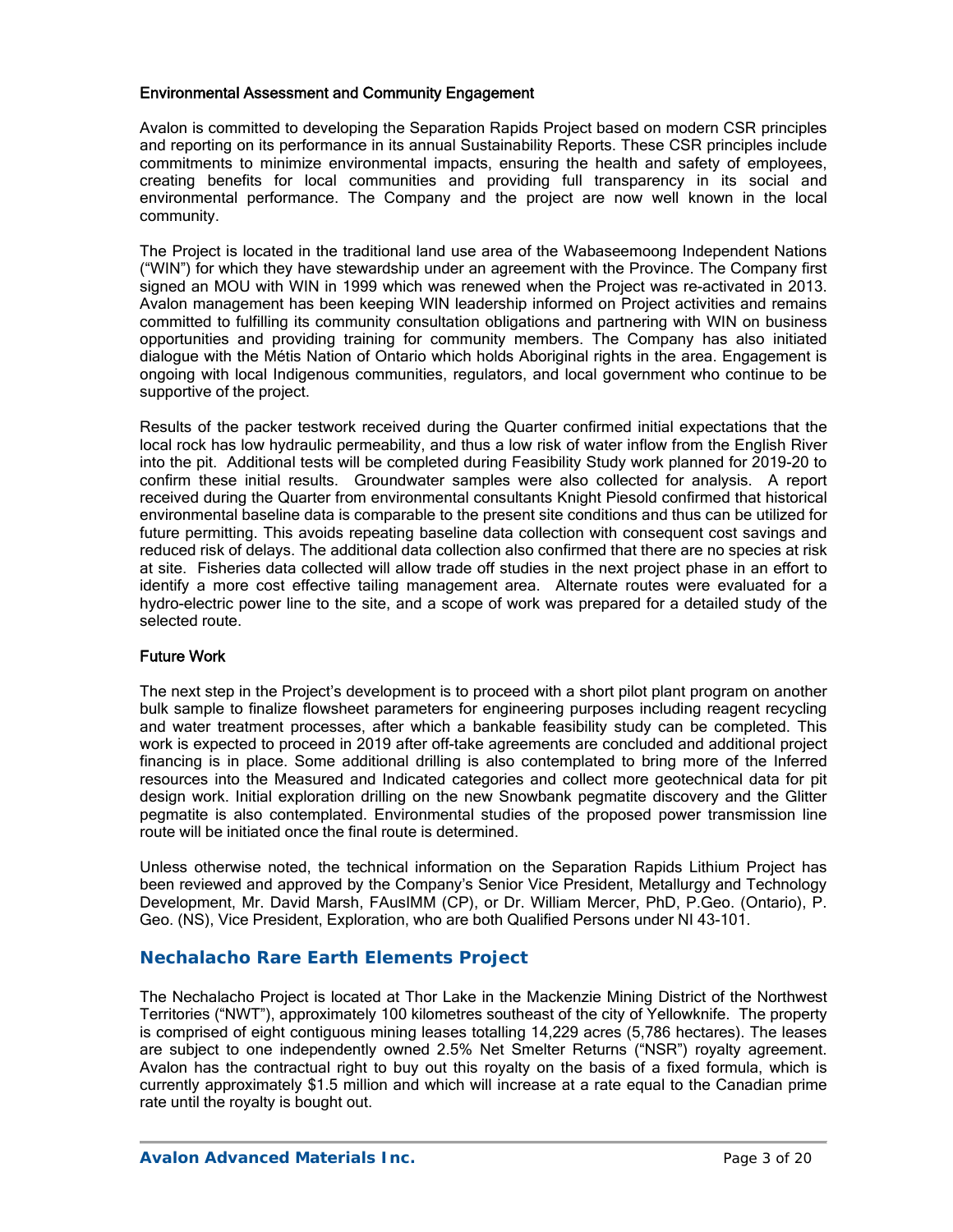### Environmental Assessment and Community Engagement

Avalon is committed to developing the Separation Rapids Project based on modern CSR principles and reporting on its performance in its annual Sustainability Reports. These CSR principles include commitments to minimize environmental impacts, ensuring the health and safety of employees, creating benefits for local communities and providing full transparency in its social and environmental performance. The Company and the project are now well known in the local community.

The Project is located in the traditional land use area of the Wabaseemoong Independent Nations ("WIN") for which they have stewardship under an agreement with the Province. The Company first signed an MOU with WIN in 1999 which was renewed when the Project was re-activated in 2013. Avalon management has been keeping WIN leadership informed on Project activities and remains committed to fulfilling its community consultation obligations and partnering with WIN on business opportunities and providing training for community members. The Company has also initiated dialogue with the Métis Nation of Ontario which holds Aboriginal rights in the area. Engagement is ongoing with local Indigenous communities, regulators, and local government who continue to be supportive of the project.

Results of the packer testwork received during the Quarter confirmed initial expectations that the local rock has low hydraulic permeability, and thus a low risk of water inflow from the English River into the pit. Additional tests will be completed during Feasibility Study work planned for 2019-20 to confirm these initial results. Groundwater samples were also collected for analysis. A report received during the Quarter from environmental consultants Knight Piesold confirmed that historical environmental baseline data is comparable to the present site conditions and thus can be utilized for future permitting. This avoids repeating baseline data collection with consequent cost savings and reduced risk of delays. The additional data collection also confirmed that there are no species at risk at site. Fisheries data collected will allow trade off studies in the next project phase in an effort to identify a more cost effective tailing management area. Alternate routes were evaluated for a hydro-electric power line to the site, and a scope of work was prepared for a detailed study of the selected route.

### Future Work

The next step in the Project's development is to proceed with a short pilot plant program on another bulk sample to finalize flowsheet parameters for engineering purposes including reagent recycling and water treatment processes, after which a bankable feasibility study can be completed. This work is expected to proceed in 2019 after off-take agreements are concluded and additional project financing is in place. Some additional drilling is also contemplated to bring more of the Inferred resources into the Measured and Indicated categories and collect more geotechnical data for pit design work. Initial exploration drilling on the new Snowbank pegmatite discovery and the Glitter pegmatite is also contemplated. Environmental studies of the proposed power transmission line route will be initiated once the final route is determined.

Unless otherwise noted, the technical information on the Separation Rapids Lithium Project has been reviewed and approved by the Company's Senior Vice President, Metallurgy and Technology Development, Mr. David Marsh, FAusIMM (CP), or Dr. William Mercer, PhD, P.Geo. (Ontario), P. Geo. (NS), Vice President, Exploration, who are both Qualified Persons under NI 43-101.

## Nechalacho Rare Earth Elements Project

The Nechalacho Project is located at Thor Lake in the Mackenzie Mining District of the Northwest Territories ("NWT"), approximately 100 kilometres southeast of the city of Yellowknife. The property is comprised of eight contiguous mining leases totalling 14,229 acres (5,786 hectares). The leases are subject to one independently owned 2.5% Net Smelter Returns ("NSR") royalty agreement. Avalon has the contractual right to buy out this royalty on the basis of a fixed formula, which is currently approximately $1.5 million and which will increase at a rate equal to the Canadian prime rate until the royalty is bought out.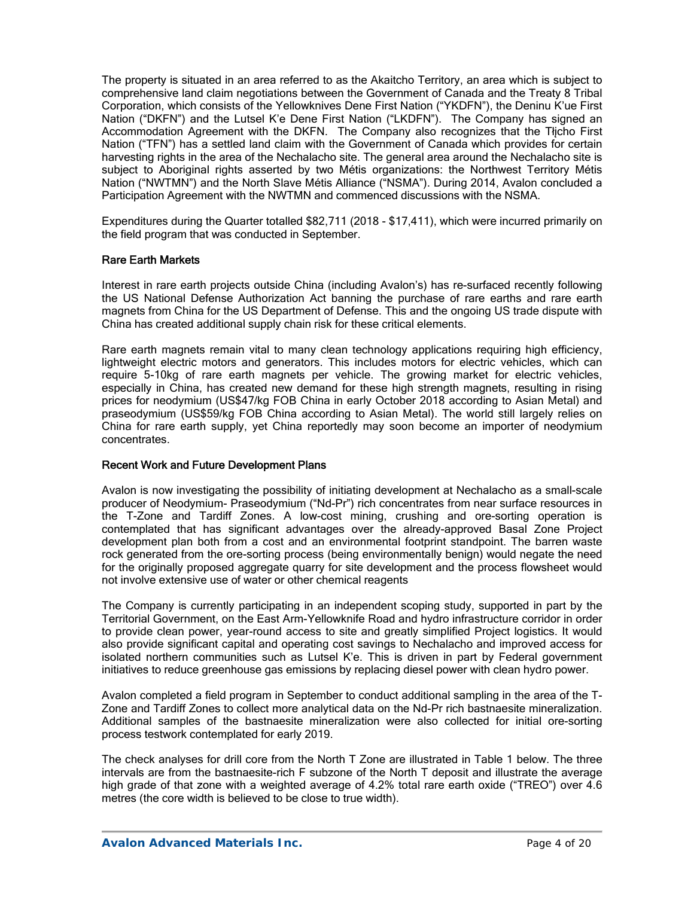The property is situated in an area referred to as the Akaitcho Territory, an area which is subject to comprehensive land claim negotiations between the Government of Canada and the Treaty 8 Tribal Corporation, which consists of the Yellowknives Dene First Nation ("YKDFN"), the Deninu K'ue First Nation ("DKFN") and the Lutsel K'e Dene First Nation ("LKDFN"). The Company has signed an Accommodation Agreement with the DKFN. The Company also recognizes that the Tłįcho First Nation ("TFN") has a settled land claim with the Government of Canada which provides for certain harvesting rights in the area of the Nechalacho site. The general area around the Nechalacho site is subject to Aboriginal rights asserted by two Métis organizations: the Northwest Territory Métis Nation ("NWTMN") and the North Slave Métis Alliance ("NSMA"). During 2014, Avalon concluded a Participation Agreement with the NWTMN and commenced discussions with the NSMA.

Expenditures during the Quarter totalled $82,711 (2018 - $17,411), which were incurred primarily on the field program that was conducted in September.

### Rare Earth Markets

Interest in rare earth projects outside China (including Avalon's) has re-surfaced recently following the US National Defense Authorization Act banning the purchase of rare earths and rare earth magnets from China for the US Department of Defense. This and the ongoing US trade dispute with China has created additional supply chain risk for these critical elements.

Rare earth magnets remain vital to many clean technology applications requiring high efficiency, lightweight electric motors and generators. This includes motors for electric vehicles, which can require 5-10kg of rare earth magnets per vehicle. The growing market for electric vehicles, especially in China, has created new demand for these high strength magnets, resulting in rising prices for neodymium (US$47/kg FOB China in early October 2018 according to Asian Metal) and praseodymium (US$59/kg FOB China according to Asian Metal). The world still largely relies on China for rare earth supply, yet China reportedly may soon become an importer of neodymium concentrates.

### Recent Work and Future Development Plans

Avalon is now investigating the possibility of initiating development at Nechalacho as a small-scale producer of Neodymium- Praseodymium ("Nd-Pr") rich concentrates from near surface resources in the T-Zone and Tardiff Zones. A low-cost mining, crushing and ore-sorting operation is contemplated that has significant advantages over the already-approved Basal Zone Project development plan both from a cost and an environmental footprint standpoint. The barren waste rock generated from the ore-sorting process (being environmentally benign) would negate the need for the originally proposed aggregate quarry for site development and the process flowsheet would not involve extensive use of water or other chemical reagents

The Company is currently participating in an independent scoping study, supported in part by the Territorial Government, on the East Arm-Yellowknife Road and hydro infrastructure corridor in order to provide clean power, year-round access to site and greatly simplified Project logistics. It would also provide significant capital and operating cost savings to Nechalacho and improved access for isolated northern communities such as Lutsel K'e. This is driven in part by Federal government initiatives to reduce greenhouse gas emissions by replacing diesel power with clean hydro power.

Avalon completed a field program in September to conduct additional sampling in the area of the T-Zone and Tardiff Zones to collect more analytical data on the Nd-Pr rich bastnaesite mineralization. Additional samples of the bastnaesite mineralization were also collected for initial ore-sorting process testwork contemplated for early 2019.

The check analyses for drill core from the North T Zone are illustrated in Table 1 below. The three intervals are from the bastnaesite-rich F subzone of the North T deposit and illustrate the average high grade of that zone with a weighted average of 4.2% total rare earth oxide ("TREO") over 4.6 metres (the core width is believed to be close to true width).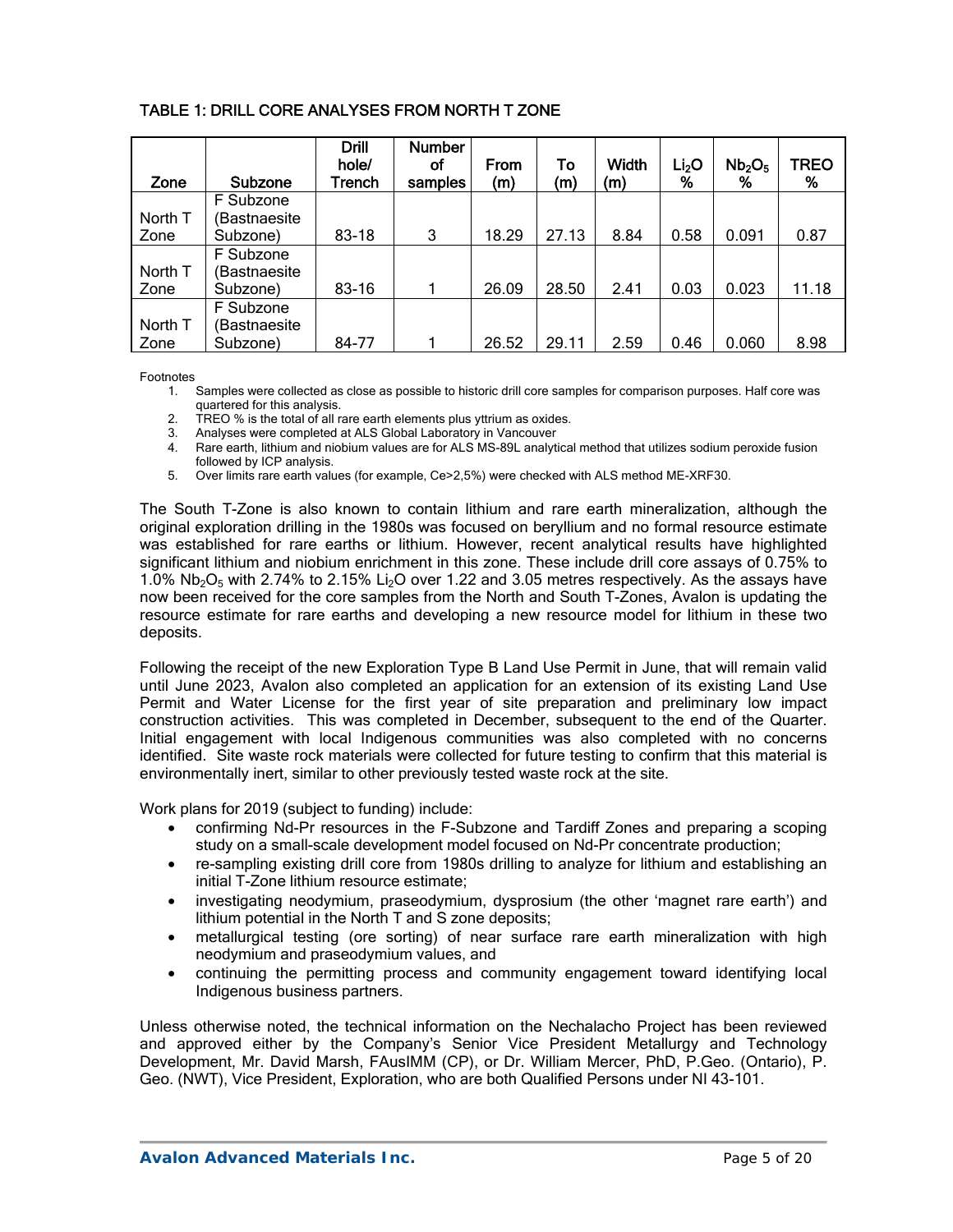TABLE 1: DRILL CORE ANALYSES FROM NORTH T ZONE

| Zone | Subzone | Drill hole/ Trench | Number of samples | From (m) | To (m) | Width (m) | $Li_2O$ % | $Nb_2O_5$ % | TREO % |
|---|---|---|---|---|---|---|---|---|---|
| North T Zone | F Subzone (Bastnaesite Subzone) | 83-18 | 3 | 18.29 | 27.13 | 8.84 | 0.58 | 0.091 | 0.87 |
| North T Zone | F Subzone (Bastnaesite Subzone) | 83-16 | 1 | 26.09 | 28.50 | 2.41 | 0.03 | 0.023 | 11.18 |
| North T Zone | F Subzone (Bastnaesite Subzone) | 84-77 | 1 | 26.52 | 29.11 | 2.59 | 0.46 | 0.060 | 8.98 |

Footnotes

1. Samples were collected as close as possible to historic drill core samples for comparison purposes. Half core was quartered for this analysis.
2. TREO % is the total of all rare earth elements plus yttrium as oxides.
3. Analyses were completed at ALS Global Laboratory in Vancouver
4. Rare earth, lithium and niobium values are for ALS MS-89L analytical method that utilizes sodium peroxide fusion followed by ICP analysis.
5. Over limits rare earth values (for example, Ce>2,5%) were checked with ALS method ME-XRF30.

The South T-Zone is also known to contain lithium and rare earth mineralization, although the original exploration drilling in the 1980s was focused on beryllium and no formal resource estimate was established for rare earths or lithium. However, recent analytical results have highlighted significant lithium and niobium enrichment in this zone. These include drill core assays of 0.75% to 1.0% $Nb_2O_5$ with 2.74% to 2.15% $Li_2O$ over 1.22 and 3.05 metres respectively. As the assays have now been received for the core samples from the North and South T-Zones, Avalon is updating the resource estimate for rare earths and developing a new resource model for lithium in these two deposits.

Following the receipt of the new Exploration Type B Land Use Permit in June, that will remain valid until June 2023, Avalon also completed an application for an extension of its existing Land Use Permit and Water License for the first year of site preparation and preliminary low impact construction activities. This was completed in December, subsequent to the end of the Quarter. Initial engagement with local Indigenous communities was also completed with no concerns identified. Site waste rock materials were collected for future testing to confirm that this material is environmentally inert, similar to other previously tested waste rock at the site.

Work plans for 2019 (subject to funding) include:

- confirming Nd-Pr resources in the F-Subzone and Tardiff Zones and preparing a scoping study on a small-scale development model focused on Nd-Pr concentrate production;
- re-sampling existing drill core from 1980s drilling to analyze for lithium and establishing an initial T-Zone lithium resource estimate;
- investigating neodymium, praseodymium, dysprosium (the other 'magnet rare earth') and lithium potential in the North T and S zone deposits;
- metallurgical testing (ore sorting) of near surface rare earth mineralization with high neodymium and praseodymium values, and
- continuing the permitting process and community engagement toward identifying local Indigenous business partners.

Unless otherwise noted, the technical information on the Nechalacho Project has been reviewed and approved either by the Company's Senior Vice President Metallurgy and Technology Development, Mr. David Marsh, FAusIMM (CP), or Dr. William Mercer, PhD, P.Geo. (Ontario), P. Geo. (NWT), Vice President, Exploration, who are both Qualified Persons under NI 43-101.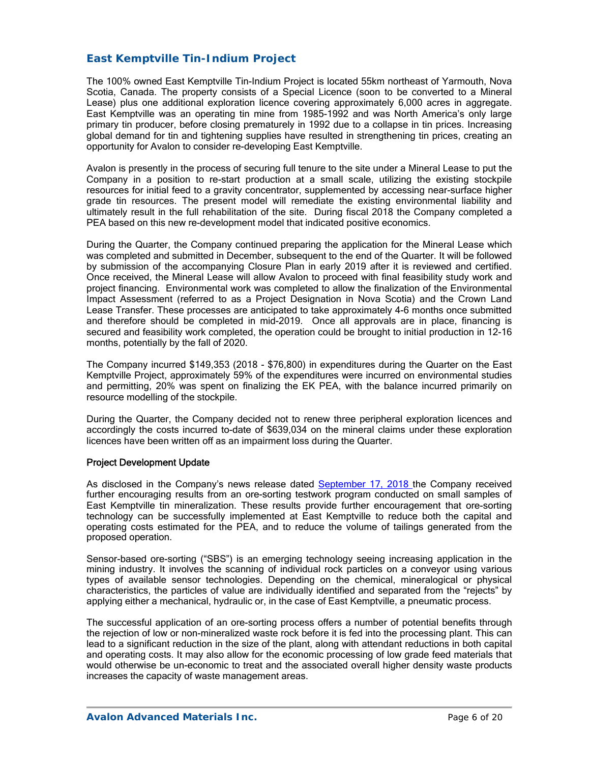## East Kemptville Tin-Indium Project

The 100% owned East Kemptville Tin-Indium Project is located 55km northeast of Yarmouth, Nova Scotia, Canada. The property consists of a Special Licence (soon to be converted to a Mineral Lease) plus one additional exploration licence covering approximately 6,000 acres in aggregate. East Kemptville was an operating tin mine from 1985-1992 and was North America's only large primary tin producer, before closing prematurely in 1992 due to a collapse in tin prices. Increasing global demand for tin and tightening supplies have resulted in strengthening tin prices, creating an opportunity for Avalon to consider re-developing East Kemptville.

Avalon is presently in the process of securing full tenure to the site under a Mineral Lease to put the Company in a position to re-start production at a small scale, utilizing the existing stockpile resources for initial feed to a gravity concentrator, supplemented by accessing near-surface higher grade tin resources. The present model will remediate the existing environmental liability and ultimately result in the full rehabilitation of the site. During fiscal 2018 the Company completed a PEA based on this new re-development model that indicated positive economics.

During the Quarter, the Company continued preparing the application for the Mineral Lease which was completed and submitted in December, subsequent to the end of the Quarter. It will be followed by submission of the accompanying Closure Plan in early 2019 after it is reviewed and certified. Once received, the Mineral Lease will allow Avalon to proceed with final feasibility study work and project financing. Environmental work was completed to allow the finalization of the Environmental Impact Assessment (referred to as a Project Designation in Nova Scotia) and the Crown Land Lease Transfer. These processes are anticipated to take approximately 4-6 months once submitted and therefore should be completed in mid-2019. Once all approvals are in place, financing is secured and feasibility work completed, the operation could be brought to initial production in 12-16 months, potentially by the fall of 2020.

The Company incurred $149,353 (2018 - $76,800) in expenditures during the Quarter on the East Kemptville Project, approximately 59% of the expenditures were incurred on environmental studies and permitting, 20% was spent on finalizing the EK PEA, with the balance incurred primarily on resource modelling of the stockpile.

During the Quarter, the Company decided not to renew three peripheral exploration licences and accordingly the costs incurred to-date of $639,034 on the mineral claims under these exploration licences have been written off as an impairment loss during the Quarter.

### Project Development Update

As disclosed in the Company's news release dated September 17, 2018 the Company received further encouraging results from an ore-sorting testwork program conducted on small samples of East Kemptville tin mineralization. These results provide further encouragement that ore-sorting technology can be successfully implemented at East Kemptville to reduce both the capital and operating costs estimated for the PEA, and to reduce the volume of tailings generated from the proposed operation.

Sensor-based ore-sorting ("SBS") is an emerging technology seeing increasing application in the mining industry. It involves the scanning of individual rock particles on a conveyor using various types of available sensor technologies. Depending on the chemical, mineralogical or physical characteristics, the particles of value are individually identified and separated from the "rejects" by applying either a mechanical, hydraulic or, in the case of East Kemptville, a pneumatic process.

The successful application of an ore-sorting process offers a number of potential benefits through the rejection of low or non-mineralized waste rock before it is fed into the processing plant. This can lead to a significant reduction in the size of the plant, along with attendant reductions in both capital and operating costs. It may also allow for the economic processing of low grade feed materials that would otherwise be un-economic to treat and the associated overall higher density waste products increases the capacity of waste management areas.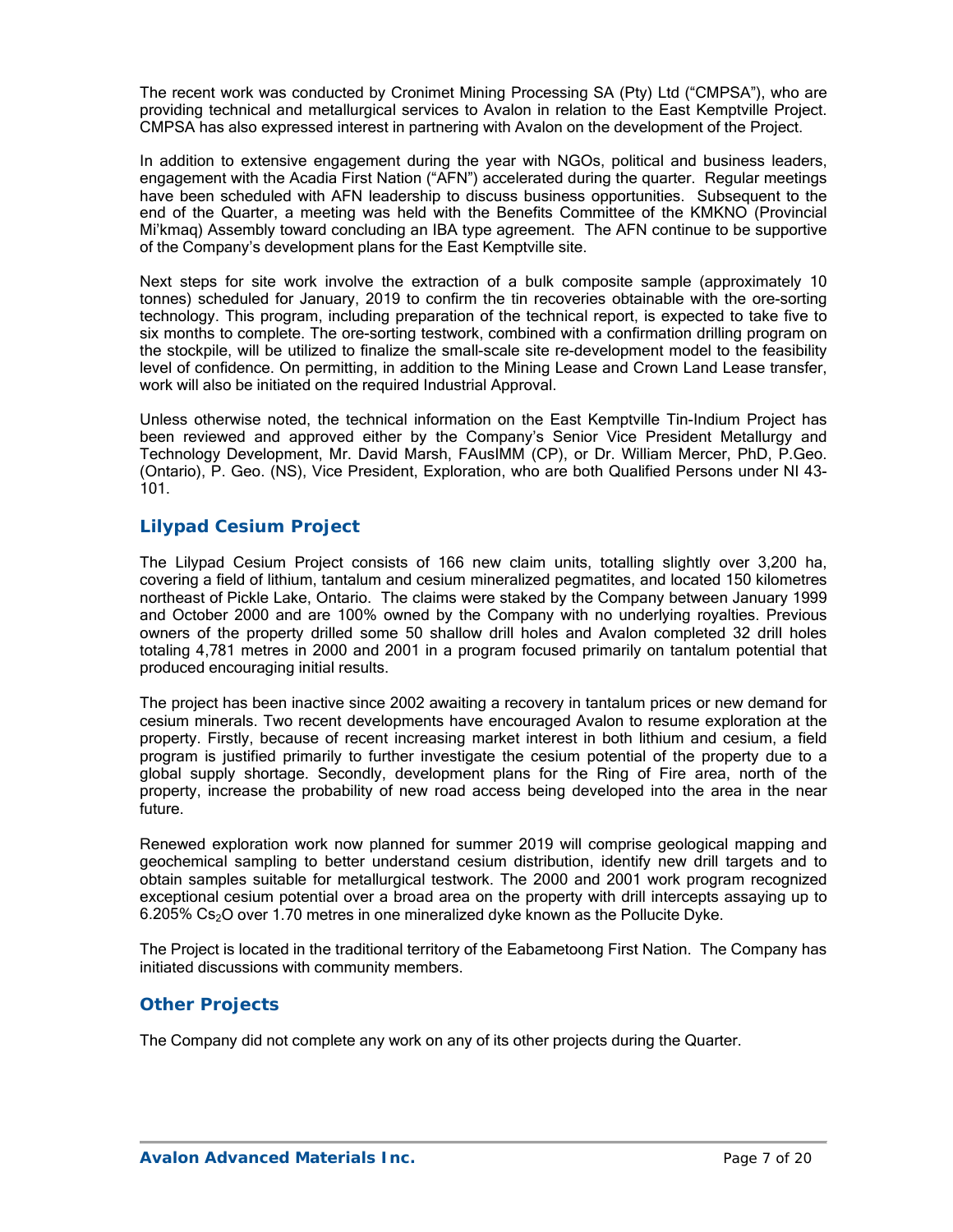The recent work was conducted by Cronimet Mining Processing SA (Pty) Ltd ("CMPSA"), who are providing technical and metallurgical services to Avalon in relation to the East Kemptville Project. CMPSA has also expressed interest in partnering with Avalon on the development of the Project.

In addition to extensive engagement during the year with NGOs, political and business leaders, engagement with the Acadia First Nation ("AFN") accelerated during the quarter. Regular meetings have been scheduled with AFN leadership to discuss business opportunities. Subsequent to the end of the Quarter, a meeting was held with the Benefits Committee of the KMKNO (Provincial Mi'kmaq) Assembly toward concluding an IBA type agreement. The AFN continue to be supportive of the Company's development plans for the East Kemptville site.

Next steps for site work involve the extraction of a bulk composite sample (approximately 10 tonnes) scheduled for January, 2019 to confirm the tin recoveries obtainable with the ore-sorting technology. This program, including preparation of the technical report, is expected to take five to six months to complete. The ore-sorting testwork, combined with a confirmation drilling program on the stockpile, will be utilized to finalize the small-scale site re-development model to the feasibility level of confidence. On permitting, in addition to the Mining Lease and Crown Land Lease transfer, work will also be initiated on the required Industrial Approval.

Unless otherwise noted, the technical information on the East Kemptville Tin-Indium Project has been reviewed and approved either by the Company's Senior Vice President Metallurgy and Technology Development, Mr. David Marsh, FAusIMM (CP), or Dr. William Mercer, PhD, P.Geo. (Ontario), P. Geo. (NS), Vice President, Exploration, who are both Qualified Persons under NI 43-101.

## Lilypad Cesium Project

The Lilypad Cesium Project consists of 166 new claim units, totalling slightly over 3,200 ha, covering a field of lithium, tantalum and cesium mineralized pegmatites, and located 150 kilometres northeast of Pickle Lake, Ontario. The claims were staked by the Company between January 1999 and October 2000 and are 100% owned by the Company with no underlying royalties. Previous owners of the property drilled some 50 shallow drill holes and Avalon completed 32 drill holes totaling 4,781 metres in 2000 and 2001 in a program focused primarily on tantalum potential that produced encouraging initial results.

The project has been inactive since 2002 awaiting a recovery in tantalum prices or new demand for cesium minerals. Two recent developments have encouraged Avalon to resume exploration at the property. Firstly, because of recent increasing market interest in both lithium and cesium, a field program is justified primarily to further investigate the cesium potential of the property due to a global supply shortage. Secondly, development plans for the Ring of Fire area, north of the property, increase the probability of new road access being developed into the area in the near future.

Renewed exploration work now planned for summer 2019 will comprise geological mapping and geochemical sampling to better understand cesium distribution, identify new drill targets and to obtain samples suitable for metallurgical testwork. The 2000 and 2001 work program recognized exceptional cesium potential over a broad area on the property with drill intercepts assaying up to 6.205% $Cs_2O$ over 1.70 metres in one mineralized dyke known as the Pollucite Dyke.

The Project is located in the traditional territory of the Eabametoong First Nation. The Company has initiated discussions with community members.

## Other Projects

The Company did not complete any work on any of its other projects during the Quarter.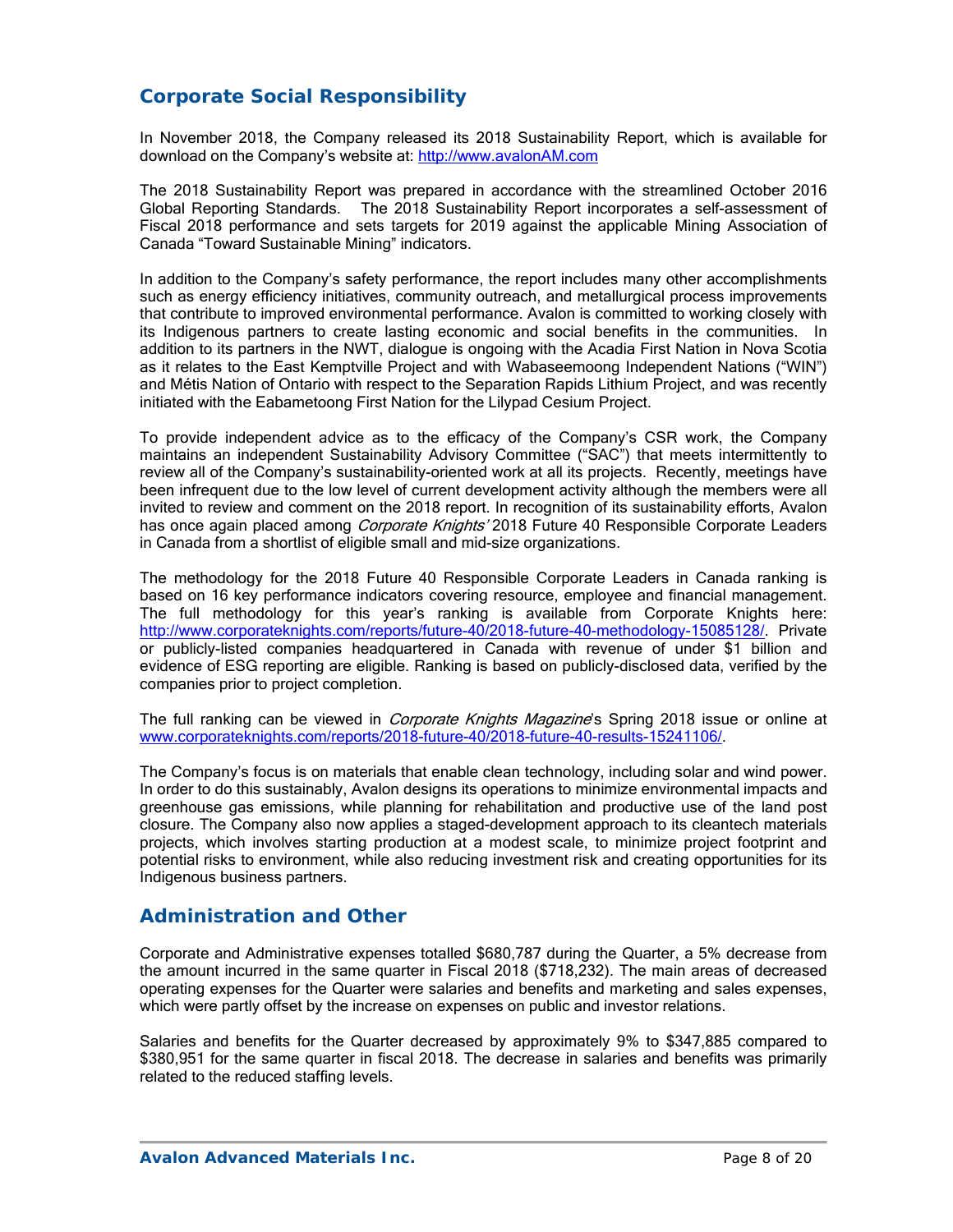## Corporate Social Responsibility

In November 2018, the Company released its 2018 Sustainability Report, which is available for download on the Company's website at: http://www.avalonAM.com

The 2018 Sustainability Report was prepared in accordance with the streamlined October 2016 Global Reporting Standards. The 2018 Sustainability Report incorporates a self-assessment of Fiscal 2018 performance and sets targets for 2019 against the applicable Mining Association of Canada "Toward Sustainable Mining" indicators.

In addition to the Company's safety performance, the report includes many other accomplishments such as energy efficiency initiatives, community outreach, and metallurgical process improvements that contribute to improved environmental performance. Avalon is committed to working closely with its Indigenous partners to create lasting economic and social benefits in the communities. In addition to its partners in the NWT, dialogue is ongoing with the Acadia First Nation in Nova Scotia as it relates to the East Kemptville Project and with Wabaseemoong Independent Nations ("WIN") and Métis Nation of Ontario with respect to the Separation Rapids Lithium Project, and was recently initiated with the Eabametoong First Nation for the Lilypad Cesium Project.

To provide independent advice as to the efficacy of the Company's CSR work, the Company maintains an independent Sustainability Advisory Committee ("SAC") that meets intermittently to review all of the Company's sustainability-oriented work at all its projects. Recently, meetings have been infrequent due to the low level of current development activity although the members were all invited to review and comment on the 2018 report. In recognition of its sustainability efforts, Avalon has once again placed among *Corporate Knights'* 2018 Future 40 Responsible Corporate Leaders in Canada from a shortlist of eligible small and mid-size organizations.

The methodology for the 2018 Future 40 Responsible Corporate Leaders in Canada ranking is based on 16 key performance indicators covering resource, employee and financial management. The full methodology for this year's ranking is available from Corporate Knights here: http://www.corporateknights.com/reports/future-40/2018-future-40-methodology-15085128/. Private or publicly-listed companies headquartered in Canada with revenue of under $1 billion and evidence of ESG reporting are eligible. Ranking is based on publicly-disclosed data, verified by the companies prior to project completion.

The full ranking can be viewed in *Corporate Knights Magazine*'s Spring 2018 issue or online at www.corporateknights.com/reports/2018-future-40/2018-future-40-results-15241106/.

The Company's focus is on materials that enable clean technology, including solar and wind power. In order to do this sustainably, Avalon designs its operations to minimize environmental impacts and greenhouse gas emissions, while planning for rehabilitation and productive use of the land post closure. The Company also now applies a staged-development approach to its cleantech materials projects, which involves starting production at a modest scale, to minimize project footprint and potential risks to environment, while also reducing investment risk and creating opportunities for its Indigenous business partners.

## Administration and Other

Corporate and Administrative expenses totalled $680,787 during the Quarter, a 5% decrease from the amount incurred in the same quarter in Fiscal 2018 ($718,232). The main areas of decreased operating expenses for the Quarter were salaries and benefits and marketing and sales expenses, which were partly offset by the increase on expenses on public and investor relations.

Salaries and benefits for the Quarter decreased by approximately 9% to $347,885 compared to $380,951 for the same quarter in fiscal 2018. The decrease in salaries and benefits was primarily related to the reduced staffing levels.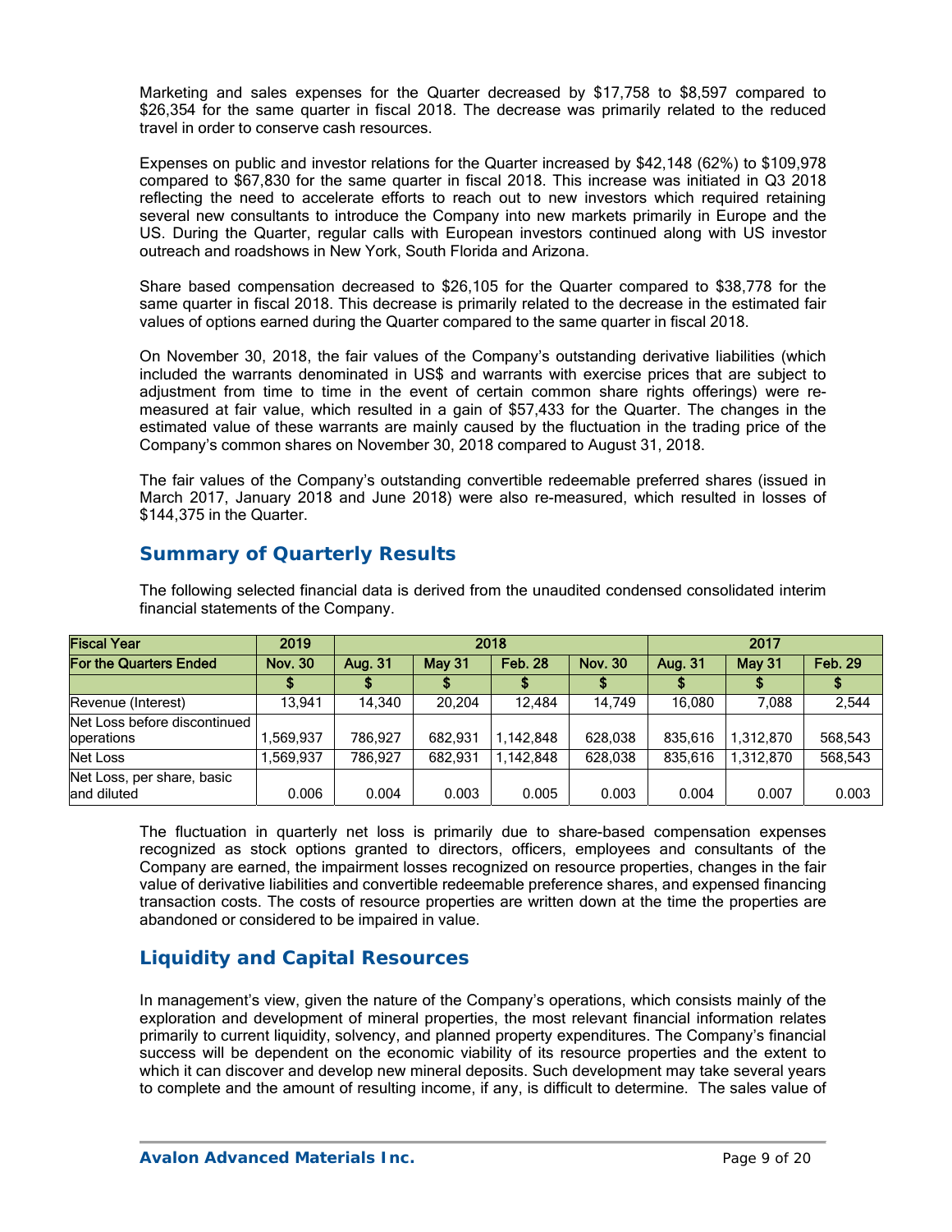Marketing and sales expenses for the Quarter decreased by $17,758 to $8,597 compared to $26,354 for the same quarter in fiscal 2018. The decrease was primarily related to the reduced travel in order to conserve cash resources.

Expenses on public and investor relations for the Quarter increased by $42,148 (62%) to $109,978 compared to $67,830 for the same quarter in fiscal 2018. This increase was initiated in Q3 2018 reflecting the need to accelerate efforts to reach out to new investors which required retaining several new consultants to introduce the Company into new markets primarily in Europe and the US. During the Quarter, regular calls with European investors continued along with US investor outreach and roadshows in New York, South Florida and Arizona.

Share based compensation decreased to $26,105 for the Quarter compared to $38,778 for the same quarter in fiscal 2018. This decrease is primarily related to the decrease in the estimated fair values of options earned during the Quarter compared to the same quarter in fiscal 2018.

On November 30, 2018, the fair values of the Company's outstanding derivative liabilities (which included the warrants denominated in US$ and warrants with exercise prices that are subject to adjustment from time to time in the event of certain common share rights offerings) were re-measured at fair value, which resulted in a gain of $57,433 for the Quarter. The changes in the estimated value of these warrants are mainly caused by the fluctuation in the trading price of the Company's common shares on November 30, 2018 compared to August 31, 2018.

The fair values of the Company's outstanding convertible redeemable preferred shares (issued in March 2017, January 2018 and June 2018) were also re-measured, which resulted in losses of $144,375 in the Quarter.

## Summary of Quarterly Results

The following selected financial data is derived from the unaudited condensed consolidated interim financial statements of the Company.

| Fiscal Year | 2019 | 2018 | | | | 2017 | | |
|---|---|---|---|---|---|---|---|---|
| For the Quarters Ended | Nov. 30 | Aug. 31 | May 31 | Feb. 28 | Nov. 30 | Aug. 31 | May 31 | Feb. 29 |
| | $ | $ | $ | $ | $ | $ | $ | $ |
| Revenue (Interest) | 13,941 | 14,340 | 20,204 | 12,484 | 14,749 | 16,080 | 7,088 | 2,544 |
| Net Loss before discontinued operations | 1,569,937 | 786,927 | 682,931 | 1,142,848 | 628,038 | 835,616 | 1,312,870 | 568,543 |
| Net Loss | 1,569,937 | 786,927 | 682,931 | 1,142,848 | 628,038 | 835,616 | 1,312,870 | 568,543 |
| Net Loss, per share, basic and diluted | 0.006 | 0.004 | 0.003 | 0.005 | 0.003 | 0.004 | 0.007 | 0.003 |

The fluctuation in quarterly net loss is primarily due to share-based compensation expenses recognized as stock options granted to directors, officers, employees and consultants of the Company are earned, the impairment losses recognized on resource properties, changes in the fair value of derivative liabilities and convertible redeemable preference shares, and expensed financing transaction costs. The costs of resource properties are written down at the time the properties are abandoned or considered to be impaired in value.

## Liquidity and Capital Resources

In management's view, given the nature of the Company's operations, which consists mainly of the exploration and development of mineral properties, the most relevant financial information relates primarily to current liquidity, solvency, and planned property expenditures. The Company's financial success will be dependent on the economic viability of its resource properties and the extent to which it can discover and develop new mineral deposits. Such development may take several years to complete and the amount of resulting income, if any, is difficult to determine. The sales value of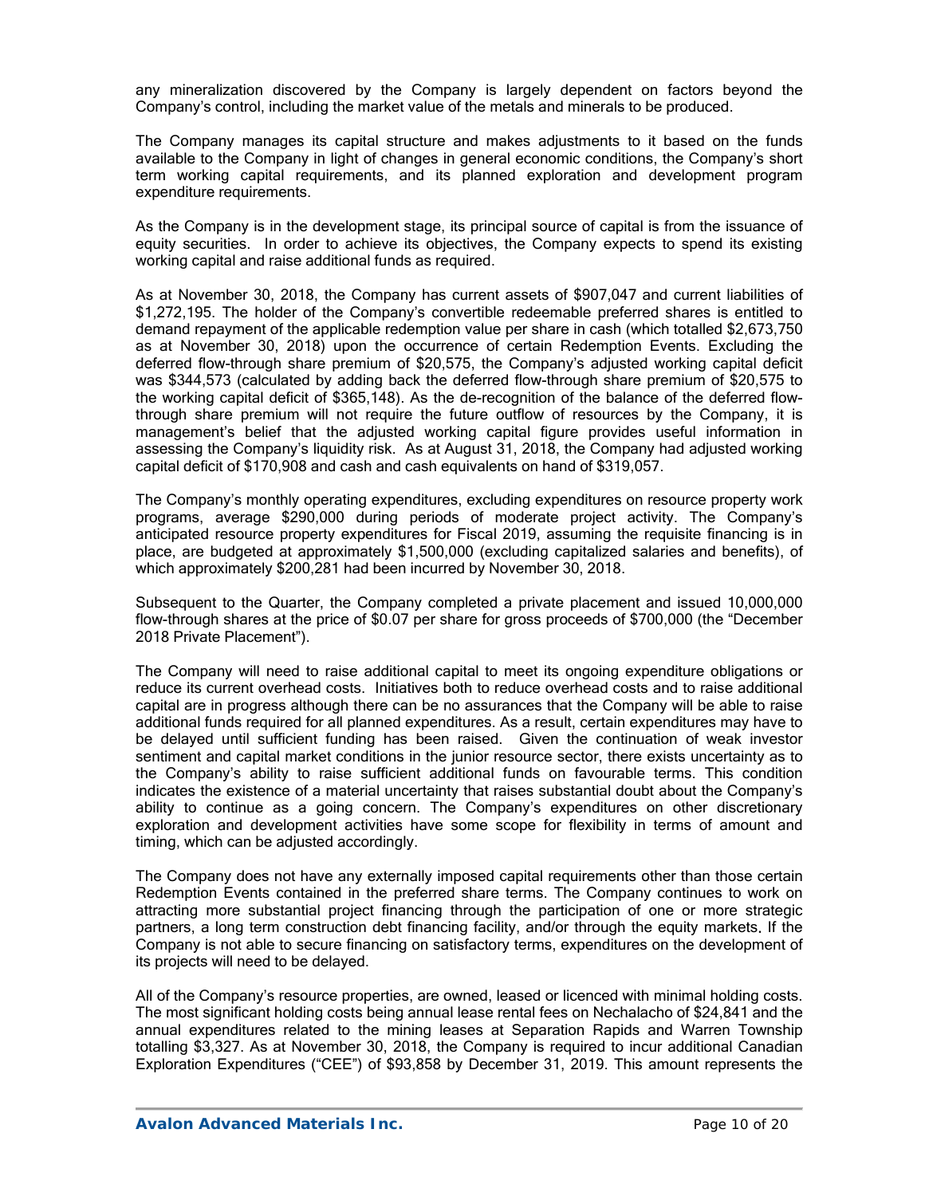any mineralization discovered by the Company is largely dependent on factors beyond the Company's control, including the market value of the metals and minerals to be produced.

The Company manages its capital structure and makes adjustments to it based on the funds available to the Company in light of changes in general economic conditions, the Company's short term working capital requirements, and its planned exploration and development program expenditure requirements.

As the Company is in the development stage, its principal source of capital is from the issuance of equity securities. In order to achieve its objectives, the Company expects to spend its existing working capital and raise additional funds as required.

As at November 30, 2018, the Company has current assets of $907,047 and current liabilities of $1,272,195. The holder of the Company's convertible redeemable preferred shares is entitled to demand repayment of the applicable redemption value per share in cash (which totalled $2,673,750 as at November 30, 2018) upon the occurrence of certain Redemption Events. Excluding the deferred flow-through share premium of $20,575, the Company's adjusted working capital deficit was $344,573 (calculated by adding back the deferred flow-through share premium of $20,575 to the working capital deficit of $365,148). As the de-recognition of the balance of the deferred flow-through share premium will not require the future outflow of resources by the Company, it is management's belief that the adjusted working capital figure provides useful information in assessing the Company's liquidity risk. As at August 31, 2018, the Company had adjusted working capital deficit of $170,908 and cash and cash equivalents on hand of $319,057.

The Company's monthly operating expenditures, excluding expenditures on resource property work programs, average $290,000 during periods of moderate project activity. The Company's anticipated resource property expenditures for Fiscal 2019, assuming the requisite financing is in place, are budgeted at approximately $1,500,000 (excluding capitalized salaries and benefits), of which approximately $200,281 had been incurred by November 30, 2018.

Subsequent to the Quarter, the Company completed a private placement and issued 10,000,000 flow-through shares at the price of $0.07 per share for gross proceeds of $700,000 (the "December 2018 Private Placement").

The Company will need to raise additional capital to meet its ongoing expenditure obligations or reduce its current overhead costs. Initiatives both to reduce overhead costs and to raise additional capital are in progress although there can be no assurances that the Company will be able to raise additional funds required for all planned expenditures. As a result, certain expenditures may have to be delayed until sufficient funding has been raised. Given the continuation of weak investor sentiment and capital market conditions in the junior resource sector, there exists uncertainty as to the Company's ability to raise sufficient additional funds on favourable terms. This condition indicates the existence of a material uncertainty that raises substantial doubt about the Company's ability to continue as a going concern. The Company's expenditures on other discretionary exploration and development activities have some scope for flexibility in terms of amount and timing, which can be adjusted accordingly.

The Company does not have any externally imposed capital requirements other than those certain Redemption Events contained in the preferred share terms. The Company continues to work on attracting more substantial project financing through the participation of one or more strategic partners, a long term construction debt financing facility, and/or through the equity markets. If the Company is not able to secure financing on satisfactory terms, expenditures on the development of its projects will need to be delayed.

All of the Company's resource properties, are owned, leased or licenced with minimal holding costs. The most significant holding costs being annual lease rental fees on Nechalacho of $24,841 and the annual expenditures related to the mining leases at Separation Rapids and Warren Township totalling $3,327. As at November 30, 2018, the Company is required to incur additional Canadian Exploration Expenditures ("CEE") of $93,858 by December 31, 2019. This amount represents the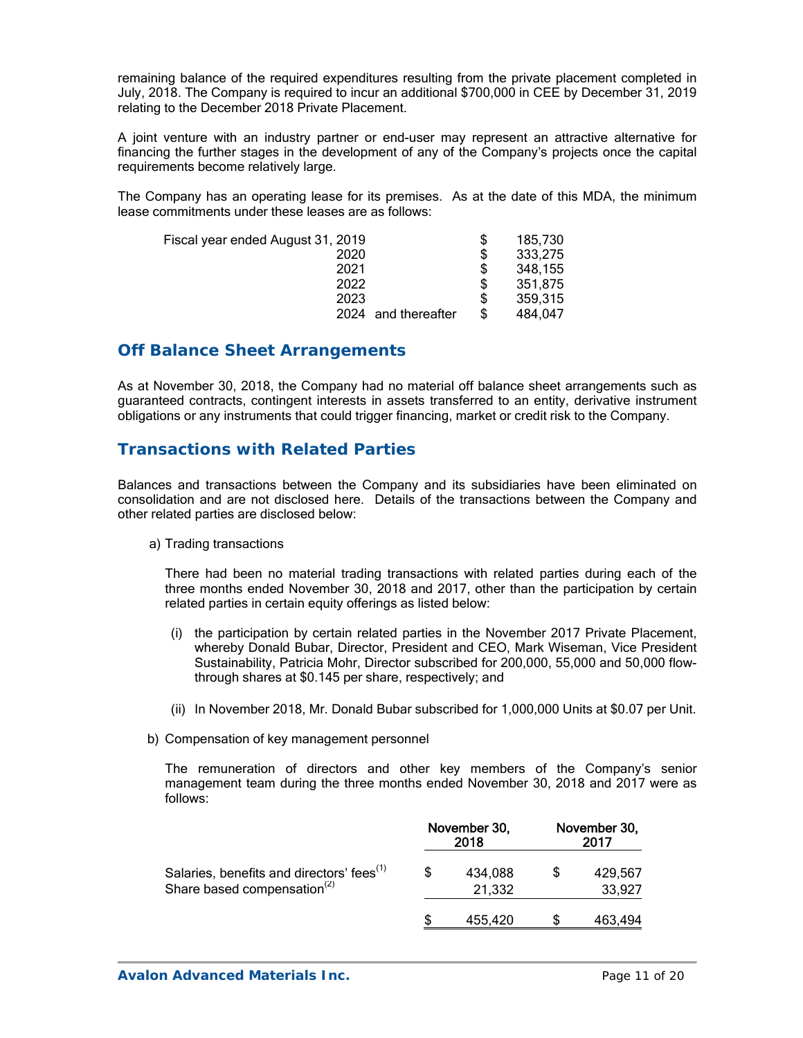remaining balance of the required expenditures resulting from the private placement completed in July, 2018. The Company is required to incur an additional $700,000 in CEE by December 31, 2019 relating to the December 2018 Private Placement.

A joint venture with an industry partner or end-user may represent an attractive alternative for financing the further stages in the development of any of the Company's projects once the capital requirements become relatively large.

The Company has an operating lease for its premises. As at the date of this MDA, the minimum lease commitments under these leases are as follows:

| | | |
|---|---|---|
| Fiscal year ended August 31, 2019 | $ | 185,730 |
| 2020 | $ | 333,275 |
| 2021 | $ | 348,155 |
| 2022 | $ | 351,875 |
| 2023 | $ | 359,315 |
| 2024 and thereafter | $ | 484,047 |

## Off Balance Sheet Arrangements

As at November 30, 2018, the Company had no material off balance sheet arrangements such as guaranteed contracts, contingent interests in assets transferred to an entity, derivative instrument obligations or any instruments that could trigger financing, market or credit risk to the Company.

## Transactions with Related Parties

Balances and transactions between the Company and its subsidiaries have been eliminated on consolidation and are not disclosed here. Details of the transactions between the Company and other related parties are disclosed below:

a) Trading transactions

There had been no material trading transactions with related parties during each of the three months ended November 30, 2018 and 2017, other than the participation by certain related parties in certain equity offerings as listed below:

(i) the participation by certain related parties in the November 2017 Private Placement, whereby Donald Bubar, Director, President and CEO, Mark Wiseman, Vice President Sustainability, Patricia Mohr, Director subscribed for 200,000, 55,000 and 50,000 flow-through shares at $0.145 per share, respectively; and

(ii) In November 2018, Mr. Donald Bubar subscribed for 1,000,000 Units at $0.07 per Unit.

b) Compensation of key management personnel

The remuneration of directors and other key members of the Company's senior management team during the three months ended November 30, 2018 and 2017 were as follows:

| | November 30, 2018 | November 30, 2017 |
|---|---|---|
| Salaries, benefits and directors' fees(1) | $ 434,088 | $ 429,567 |
| Share based compensation(2) | 21,332 | 33,927 |
| | $ 455,420 | $ 463,494 |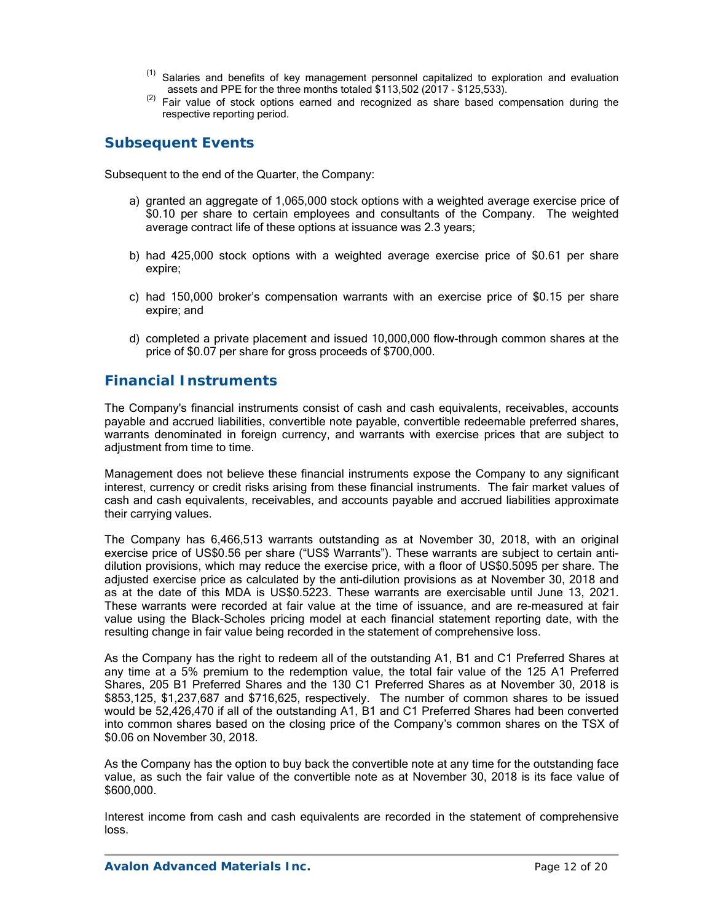(1) Salaries and benefits of key management personnel capitalized to exploration and evaluation assets and PPE for the three months totaled $113,502 (2017 - $125,533).

(2) Fair value of stock options earned and recognized as share based compensation during the respective reporting period.

## Subsequent Events

Subsequent to the end of the Quarter, the Company:

a) granted an aggregate of 1,065,000 stock options with a weighted average exercise price of $0.10 per share to certain employees and consultants of the Company. The weighted average contract life of these options at issuance was 2.3 years;

b) had 425,000 stock options with a weighted average exercise price of $0.61 per share expire;

c) had 150,000 broker's compensation warrants with an exercise price of $0.15 per share expire; and

d) completed a private placement and issued 10,000,000 flow-through common shares at the price of $0.07 per share for gross proceeds of $700,000.

## Financial Instruments

The Company's financial instruments consist of cash and cash equivalents, receivables, accounts payable and accrued liabilities, convertible note payable, convertible redeemable preferred shares, warrants denominated in foreign currency, and warrants with exercise prices that are subject to adjustment from time to time.

Management does not believe these financial instruments expose the Company to any significant interest, currency or credit risks arising from these financial instruments. The fair market values of cash and cash equivalents, receivables, and accounts payable and accrued liabilities approximate their carrying values.

The Company has 6,466,513 warrants outstanding as at November 30, 2018, with an original exercise price of US$0.56 per share ("US$ Warrants"). These warrants are subject to certain anti-dilution provisions, which may reduce the exercise price, with a floor of US$0.5095 per share. The adjusted exercise price as calculated by the anti-dilution provisions as at November 30, 2018 and as at the date of this MDA is US$0.5223. These warrants are exercisable until June 13, 2021. These warrants were recorded at fair value at the time of issuance, and are re-measured at fair value using the Black-Scholes pricing model at each financial statement reporting date, with the resulting change in fair value being recorded in the statement of comprehensive loss.

As the Company has the right to redeem all of the outstanding A1, B1 and C1 Preferred Shares at any time at a 5% premium to the redemption value, the total fair value of the 125 A1 Preferred Shares, 205 B1 Preferred Shares and the 130 C1 Preferred Shares as at November 30, 2018 is $853,125, $1,237,687 and $716,625, respectively. The number of common shares to be issued would be 52,426,470 if all of the outstanding A1, B1 and C1 Preferred Shares had been converted into common shares based on the closing price of the Company's common shares on the TSX of $0.06 on November 30, 2018.

As the Company has the option to buy back the convertible note at any time for the outstanding face value, as such the fair value of the convertible note as at November 30, 2018 is its face value of $600,000.

Interest income from cash and cash equivalents are recorded in the statement of comprehensive loss.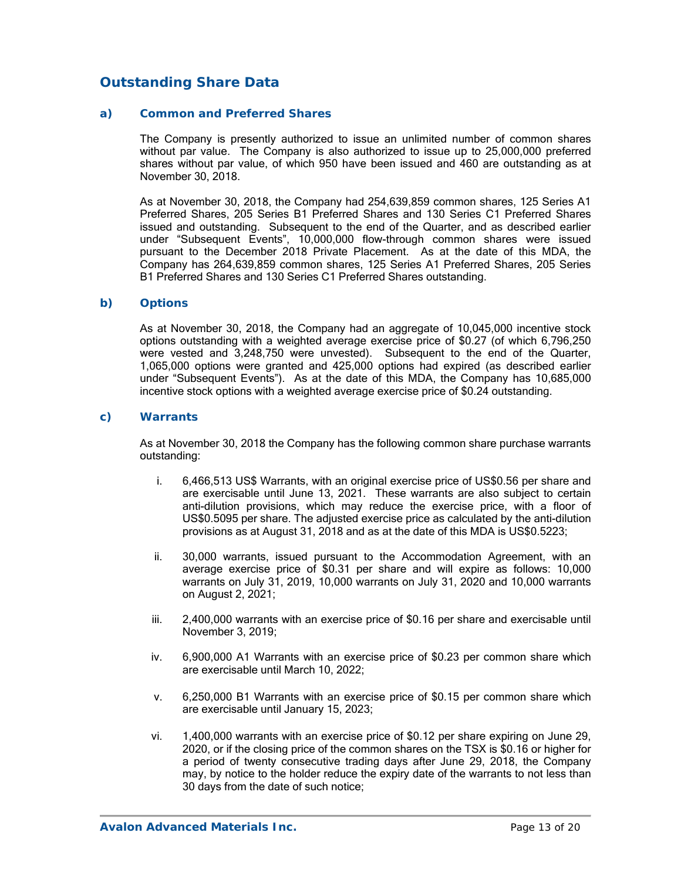## Outstanding Share Data

### a) Common and Preferred Shares

The Company is presently authorized to issue an unlimited number of common shares without par value. The Company is also authorized to issue up to 25,000,000 preferred shares without par value, of which 950 have been issued and 460 are outstanding as at November 30, 2018.

As at November 30, 2018, the Company had 254,639,859 common shares, 125 Series A1 Preferred Shares, 205 Series B1 Preferred Shares and 130 Series C1 Preferred Shares issued and outstanding. Subsequent to the end of the Quarter, and as described earlier under "Subsequent Events", 10,000,000 flow-through common shares were issued pursuant to the December 2018 Private Placement. As at the date of this MDA, the Company has 264,639,859 common shares, 125 Series A1 Preferred Shares, 205 Series B1 Preferred Shares and 130 Series C1 Preferred Shares outstanding.

### b) Options

As at November 30, 2018, the Company had an aggregate of 10,045,000 incentive stock options outstanding with a weighted average exercise price of $0.27 (of which 6,796,250 were vested and 3,248,750 were unvested). Subsequent to the end of the Quarter, 1,065,000 options were granted and 425,000 options had expired (as described earlier under "Subsequent Events"). As at the date of this MDA, the Company has 10,685,000 incentive stock options with a weighted average exercise price of $0.24 outstanding.

### c) Warrants

As at November 30, 2018 the Company has the following common share purchase warrants outstanding:

i. 6,466,513 US$ Warrants, with an original exercise price of US$0.56 per share and are exercisable until June 13, 2021. These warrants are also subject to certain anti-dilution provisions, which may reduce the exercise price, with a floor of US$0.5095 per share. The adjusted exercise price as calculated by the anti-dilution provisions as at August 31, 2018 and as at the date of this MDA is US$0.5223;

ii. 30,000 warrants, issued pursuant to the Accommodation Agreement, with an average exercise price of $0.31 per share and will expire as follows: 10,000 warrants on July 31, 2019, 10,000 warrants on July 31, 2020 and 10,000 warrants on August 2, 2021;

iii. 2,400,000 warrants with an exercise price of $0.16 per share and exercisable until November 3, 2019;

iv. 6,900,000 A1 Warrants with an exercise price of $0.23 per common share which are exercisable until March 10, 2022;

v. 6,250,000 B1 Warrants with an exercise price of $0.15 per common share which are exercisable until January 15, 2023;

vi. 1,400,000 warrants with an exercise price of $0.12 per share expiring on June 29, 2020, or if the closing price of the common shares on the TSX is $0.16 or higher for a period of twenty consecutive trading days after June 29, 2018, the Company may, by notice to the holder reduce the expiry date of the warrants to not less than 30 days from the date of such notice;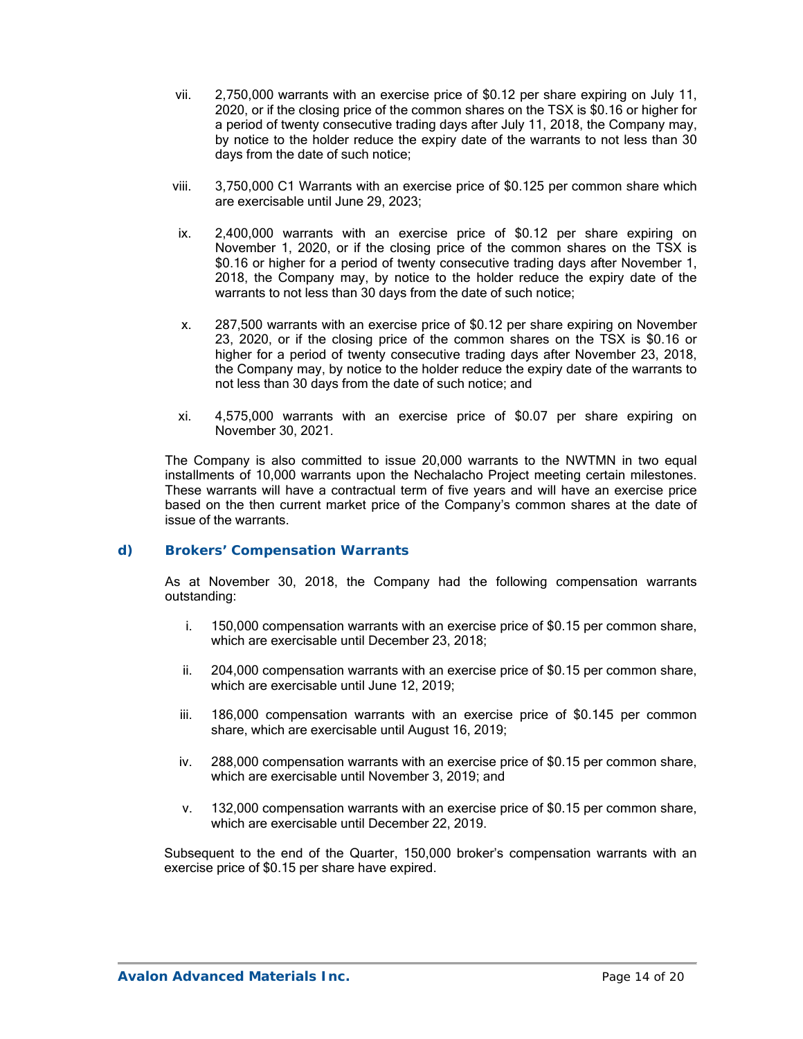vii. 2,750,000 warrants with an exercise price of $0.12 per share expiring on July 11, 2020, or if the closing price of the common shares on the TSX is $0.16 or higher for a period of twenty consecutive trading days after July 11, 2018, the Company may, by notice to the holder reduce the expiry date of the warrants to not less than 30 days from the date of such notice;

viii. 3,750,000 C1 Warrants with an exercise price of $0.125 per common share which are exercisable until June 29, 2023;

ix. 2,400,000 warrants with an exercise price of $0.12 per share expiring on November 1, 2020, or if the closing price of the common shares on the TSX is $0.16 or higher for a period of twenty consecutive trading days after November 1, 2018, the Company may, by notice to the holder reduce the expiry date of the warrants to not less than 30 days from the date of such notice;

x. 287,500 warrants with an exercise price of $0.12 per share expiring on November 23, 2020, or if the closing price of the common shares on the TSX is $0.16 or higher for a period of twenty consecutive trading days after November 23, 2018, the Company may, by notice to the holder reduce the expiry date of the warrants to not less than 30 days from the date of such notice; and

xi. 4,575,000 warrants with an exercise price of $0.07 per share expiring on November 30, 2021.

The Company is also committed to issue 20,000 warrants to the NWTMN in two equal installments of 10,000 warrants upon the Nechalacho Project meeting certain milestones. These warrants will have a contractual term of five years and will have an exercise price based on the then current market price of the Company's common shares at the date of issue of the warrants.

### d) Brokers' Compensation Warrants

As at November 30, 2018, the Company had the following compensation warrants outstanding:

i. 150,000 compensation warrants with an exercise price of $0.15 per common share, which are exercisable until December 23, 2018;

ii. 204,000 compensation warrants with an exercise price of $0.15 per common share, which are exercisable until June 12, 2019;

iii. 186,000 compensation warrants with an exercise price of $0.145 per common share, which are exercisable until August 16, 2019;

iv. 288,000 compensation warrants with an exercise price of $0.15 per common share, which are exercisable until November 3, 2019; and

v. 132,000 compensation warrants with an exercise price of $0.15 per common share, which are exercisable until December 22, 2019.

Subsequent to the end of the Quarter, 150,000 broker's compensation warrants with an exercise price of $0.15 per share have expired.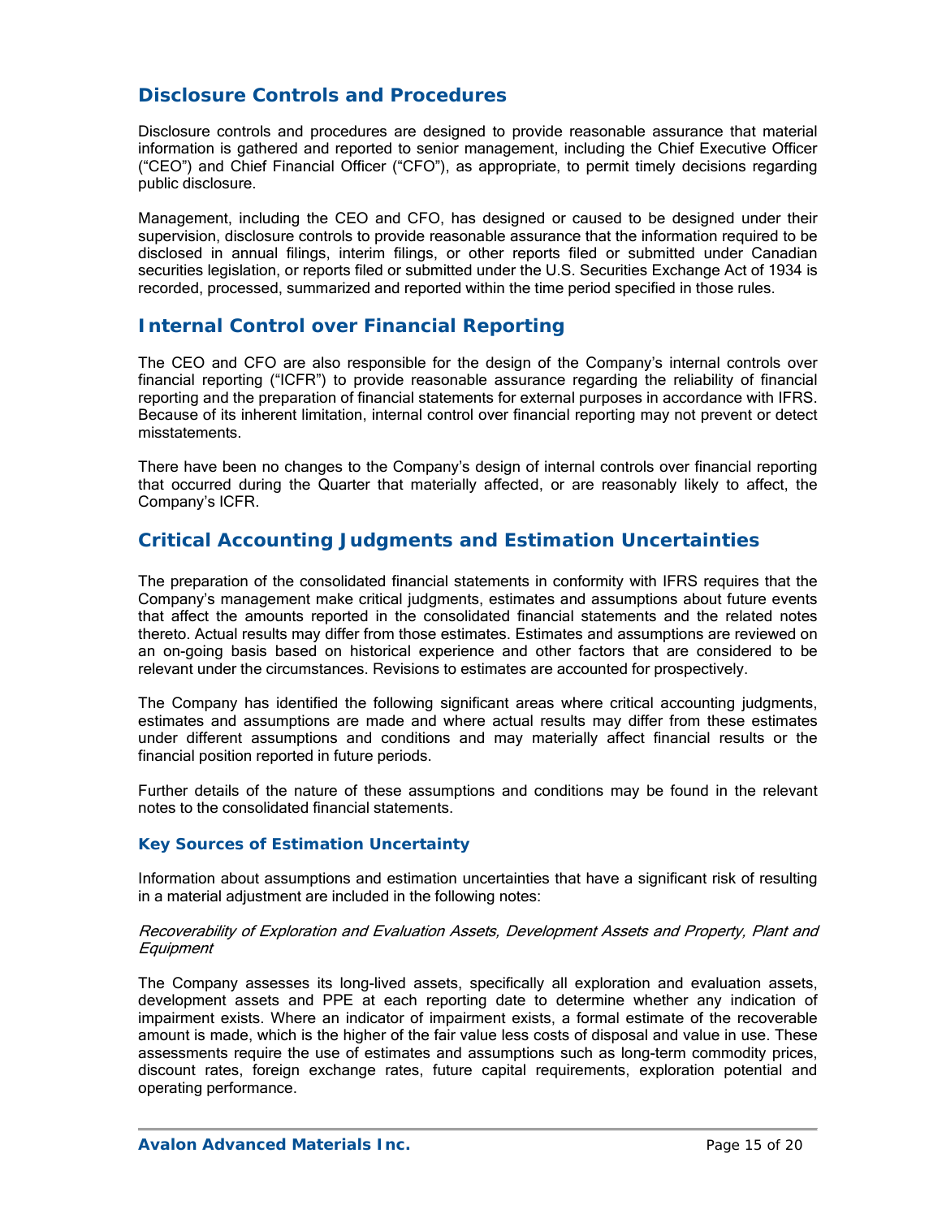## Disclosure Controls and Procedures

Disclosure controls and procedures are designed to provide reasonable assurance that material information is gathered and reported to senior management, including the Chief Executive Officer ("CEO") and Chief Financial Officer ("CFO"), as appropriate, to permit timely decisions regarding public disclosure.

Management, including the CEO and CFO, has designed or caused to be designed under their supervision, disclosure controls to provide reasonable assurance that the information required to be disclosed in annual filings, interim filings, or other reports filed or submitted under Canadian securities legislation, or reports filed or submitted under the U.S. Securities Exchange Act of 1934 is recorded, processed, summarized and reported within the time period specified in those rules.

## Internal Control over Financial Reporting

The CEO and CFO are also responsible for the design of the Company's internal controls over financial reporting ("ICFR") to provide reasonable assurance regarding the reliability of financial reporting and the preparation of financial statements for external purposes in accordance with IFRS. Because of its inherent limitation, internal control over financial reporting may not prevent or detect misstatements.

There have been no changes to the Company's design of internal controls over financial reporting that occurred during the Quarter that materially affected, or are reasonably likely to affect, the Company's ICFR.

## Critical Accounting Judgments and Estimation Uncertainties

The preparation of the consolidated financial statements in conformity with IFRS requires that the Company's management make critical judgments, estimates and assumptions about future events that affect the amounts reported in the consolidated financial statements and the related notes thereto. Actual results may differ from those estimates. Estimates and assumptions are reviewed on an on-going basis based on historical experience and other factors that are considered to be relevant under the circumstances. Revisions to estimates are accounted for prospectively.

The Company has identified the following significant areas where critical accounting judgments, estimates and assumptions are made and where actual results may differ from these estimates under different assumptions and conditions and may materially affect financial results or the financial position reported in future periods.

Further details of the nature of these assumptions and conditions may be found in the relevant notes to the consolidated financial statements.

### Key Sources of Estimation Uncertainty

Information about assumptions and estimation uncertainties that have a significant risk of resulting in a material adjustment are included in the following notes:

*Recoverability of Exploration and Evaluation Assets, Development Assets and Property, Plant and Equipment*

The Company assesses its long-lived assets, specifically all exploration and evaluation assets, development assets and PPE at each reporting date to determine whether any indication of impairment exists. Where an indicator of impairment exists, a formal estimate of the recoverable amount is made, which is the higher of the fair value less costs of disposal and value in use. These assessments require the use of estimates and assumptions such as long-term commodity prices, discount rates, foreign exchange rates, future capital requirements, exploration potential and operating performance.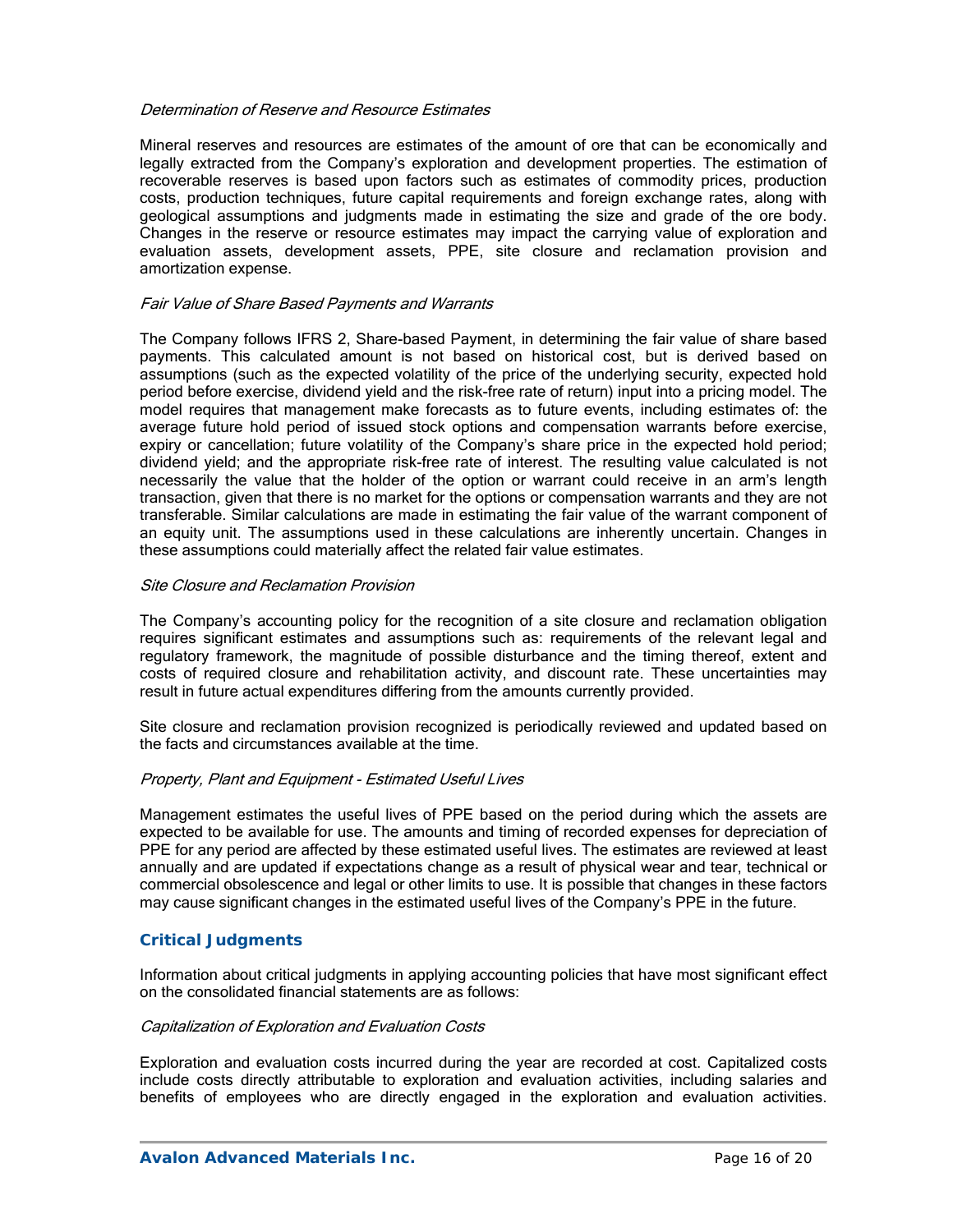*Determination of Reserve and Resource Estimates*

Mineral reserves and resources are estimates of the amount of ore that can be economically and legally extracted from the Company's exploration and development properties. The estimation of recoverable reserves is based upon factors such as estimates of commodity prices, production costs, production techniques, future capital requirements and foreign exchange rates, along with geological assumptions and judgments made in estimating the size and grade of the ore body. Changes in the reserve or resource estimates may impact the carrying value of exploration and evaluation assets, development assets, PPE, site closure and reclamation provision and amortization expense.

*Fair Value of Share Based Payments and Warrants*

The Company follows IFRS 2, Share-based Payment, in determining the fair value of share based payments. This calculated amount is not based on historical cost, but is derived based on assumptions (such as the expected volatility of the price of the underlying security, expected hold period before exercise, dividend yield and the risk-free rate of return) input into a pricing model. The model requires that management make forecasts as to future events, including estimates of: the average future hold period of issued stock options and compensation warrants before exercise, expiry or cancellation; future volatility of the Company's share price in the expected hold period; dividend yield; and the appropriate risk-free rate of interest. The resulting value calculated is not necessarily the value that the holder of the option or warrant could receive in an arm's length transaction, given that there is no market for the options or compensation warrants and they are not transferable. Similar calculations are made in estimating the fair value of the warrant component of an equity unit. The assumptions used in these calculations are inherently uncertain. Changes in these assumptions could materially affect the related fair value estimates.

*Site Closure and Reclamation Provision*

The Company's accounting policy for the recognition of a site closure and reclamation obligation requires significant estimates and assumptions such as: requirements of the relevant legal and regulatory framework, the magnitude of possible disturbance and the timing thereof, extent and costs of required closure and rehabilitation activity, and discount rate. These uncertainties may result in future actual expenditures differing from the amounts currently provided.

Site closure and reclamation provision recognized is periodically reviewed and updated based on the facts and circumstances available at the time.

*Property, Plant and Equipment - Estimated Useful Lives*

Management estimates the useful lives of PPE based on the period during which the assets are expected to be available for use. The amounts and timing of recorded expenses for depreciation of PPE for any period are affected by these estimated useful lives. The estimates are reviewed at least annually and are updated if expectations change as a result of physical wear and tear, technical or commercial obsolescence and legal or other limits to use. It is possible that changes in these factors may cause significant changes in the estimated useful lives of the Company's PPE in the future.

## Critical Judgments

Information about critical judgments in applying accounting policies that have most significant effect on the consolidated financial statements are as follows:

*Capitalization of Exploration and Evaluation Costs*

Exploration and evaluation costs incurred during the year are recorded at cost. Capitalized costs include costs directly attributable to exploration and evaluation activities, including salaries and benefits of employees who are directly engaged in the exploration and evaluation activities.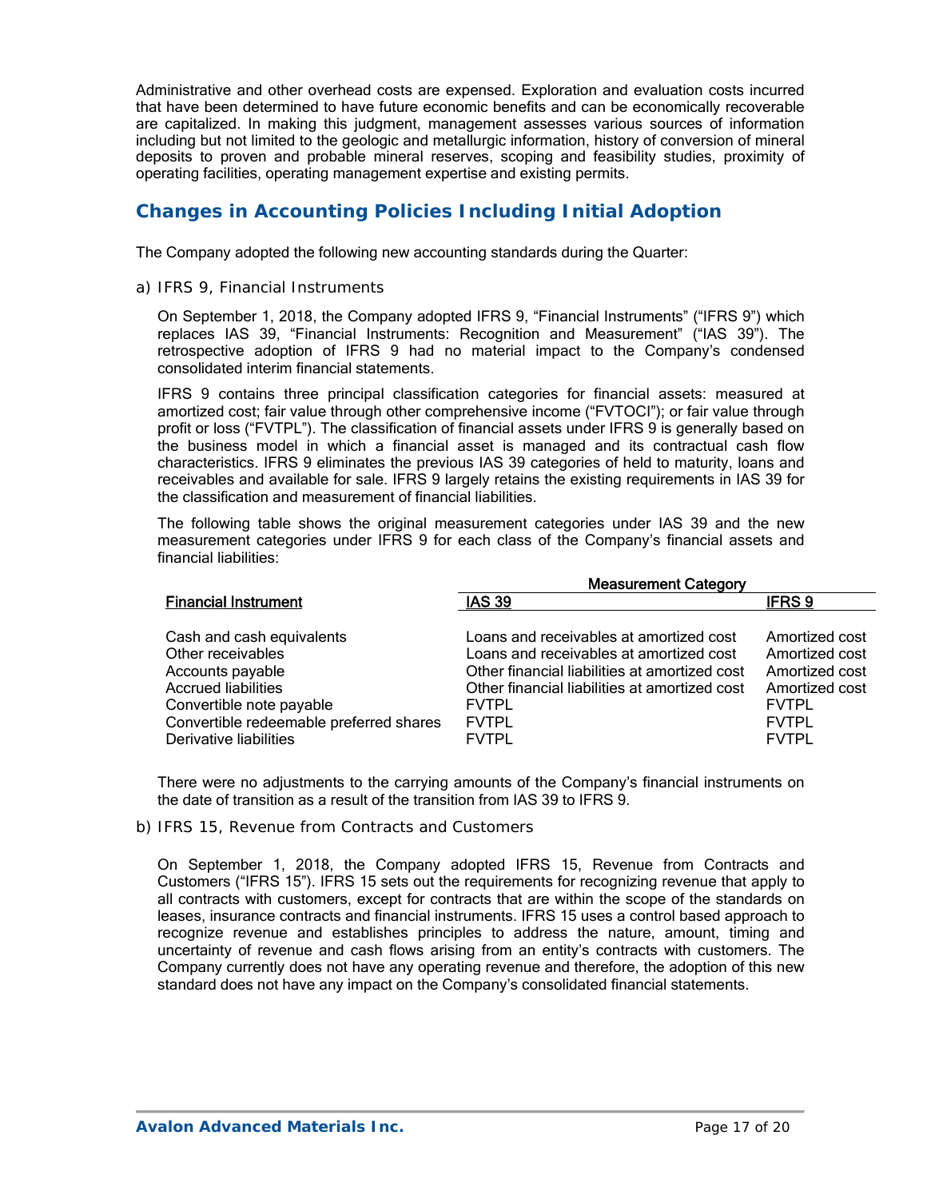Administrative and other overhead costs are expensed. Exploration and evaluation costs incurred that have been determined to have future economic benefits and can be economically recoverable are capitalized. In making this judgment, management assesses various sources of information including but not limited to the geologic and metallurgic information, history of conversion of mineral deposits to proven and probable mineral reserves, scoping and feasibility studies, proximity of operating facilities, operating management expertise and existing permits.

## Changes in Accounting Policies Including Initial Adoption

The Company adopted the following new accounting standards during the Quarter:

a) IFRS 9, Financial Instruments

On September 1, 2018, the Company adopted IFRS 9, "Financial Instruments" ("IFRS 9") which replaces IAS 39, "Financial Instruments: Recognition and Measurement" ("IAS 39"). The retrospective adoption of IFRS 9 had no material impact to the Company's condensed consolidated interim financial statements.

IFRS 9 contains three principal classification categories for financial assets: measured at amortized cost; fair value through other comprehensive income ("FVTOCI"); or fair value through profit or loss ("FVTPL"). The classification of financial assets under IFRS 9 is generally based on the business model in which a financial asset is managed and its contractual cash flow characteristics. IFRS 9 eliminates the previous IAS 39 categories of held to maturity, loans and receivables and available for sale. IFRS 9 largely retains the existing requirements in IAS 39 for the classification and measurement of financial liabilities.

The following table shows the original measurement categories under IAS 39 and the new measurement categories under IFRS 9 for each class of the Company's financial assets and financial liabilities:

| | Measurement Category | |
|---|---|---|
| **Financial Instrument** | **IAS 39** | **IFRS 9** |
| Cash and cash equivalents | Loans and receivables at amortized cost | Amortized cost |
| Other receivables | Loans and receivables at amortized cost | Amortized cost |
| Accounts payable | Other financial liabilities at amortized cost | Amortized cost |
| Accrued liabilities | Other financial liabilities at amortized cost | Amortized cost |
| Convertible note payable | FVTPL | FVTPL |
| Convertible redeemable preferred shares | FVTPL | FVTPL |
| Derivative liabilities | FVTPL | FVTPL |

There were no adjustments to the carrying amounts of the Company's financial instruments on the date of transition as a result of the transition from IAS 39 to IFRS 9.

b) IFRS 15, Revenue from Contracts and Customers

On September 1, 2018, the Company adopted IFRS 15, Revenue from Contracts and Customers ("IFRS 15"). IFRS 15 sets out the requirements for recognizing revenue that apply to all contracts with customers, except for contracts that are within the scope of the standards on leases, insurance contracts and financial instruments. IFRS 15 uses a control based approach to recognize revenue and establishes principles to address the nature, amount, timing and uncertainty of revenue and cash flows arising from an entity's contracts with customers. The Company currently does not have any operating revenue and therefore, the adoption of this new standard does not have any impact on the Company's consolidated financial statements.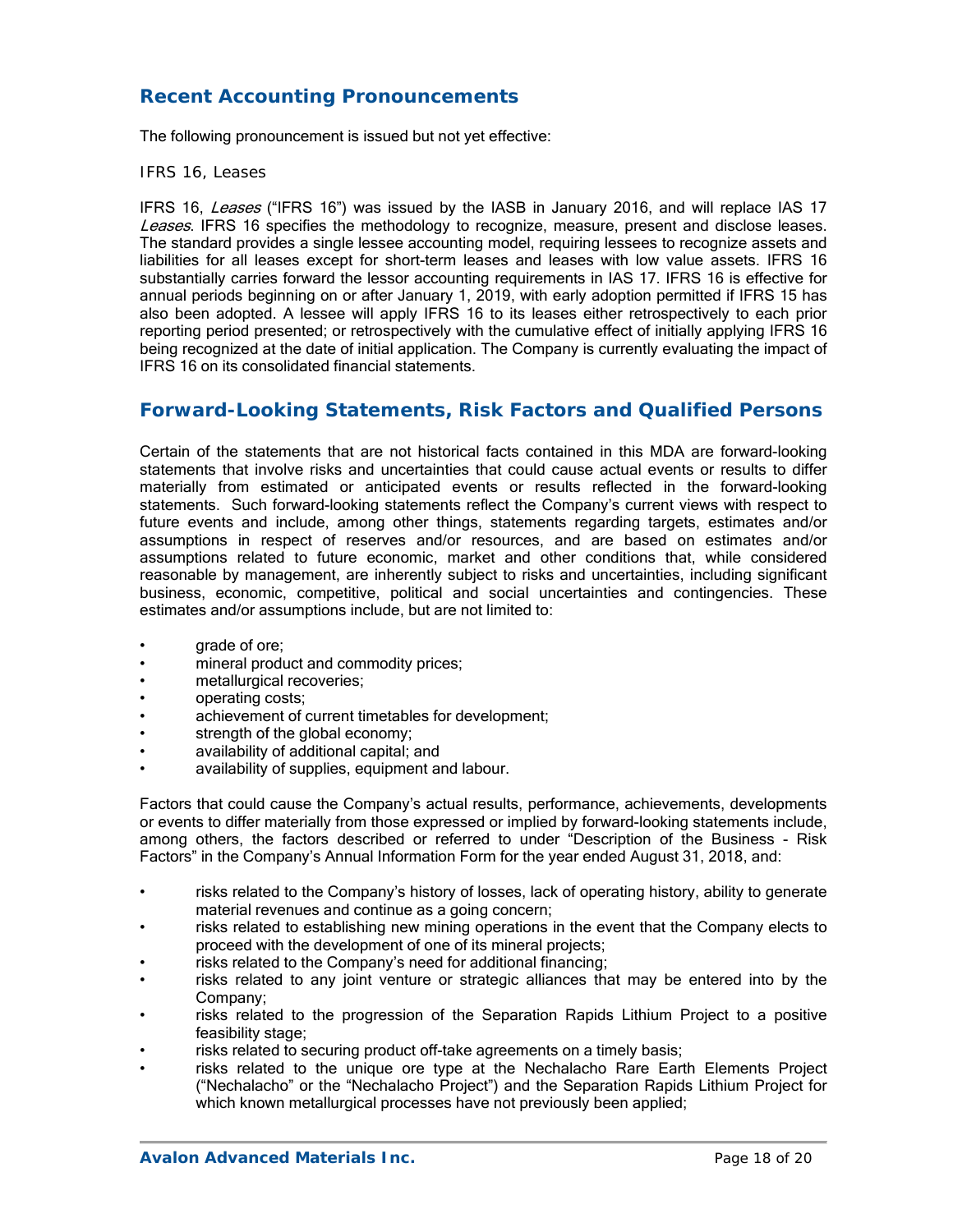## Recent Accounting Pronouncements

The following pronouncement is issued but not yet effective:

### IFRS 16, Leases

IFRS 16, *Leases* ("IFRS 16") was issued by the IASB in January 2016, and will replace IAS 17 *Leases*. IFRS 16 specifies the methodology to recognize, measure, present and disclose leases. The standard provides a single lessee accounting model, requiring lessees to recognize assets and liabilities for all leases except for short-term leases and leases with low value assets. IFRS 16 substantially carries forward the lessor accounting requirements in IAS 17. IFRS 16 is effective for annual periods beginning on or after January 1, 2019, with early adoption permitted if IFRS 15 has also been adopted. A lessee will apply IFRS 16 to its leases either retrospectively to each prior reporting period presented; or retrospectively with the cumulative effect of initially applying IFRS 16 being recognized at the date of initial application. The Company is currently evaluating the impact of IFRS 16 on its consolidated financial statements.

## Forward-Looking Statements, Risk Factors and Qualified Persons

Certain of the statements that are not historical facts contained in this MDA are forward-looking statements that involve risks and uncertainties that could cause actual events or results to differ materially from estimated or anticipated events or results reflected in the forward-looking statements. Such forward-looking statements reflect the Company's current views with respect to future events and include, among other things, statements regarding targets, estimates and/or assumptions in respect of reserves and/or resources, and are based on estimates and/or assumptions related to future economic, market and other conditions that, while considered reasonable by management, are inherently subject to risks and uncertainties, including significant business, economic, competitive, political and social uncertainties and contingencies. These estimates and/or assumptions include, but are not limited to:

- grade of ore;
- mineral product and commodity prices;
- metallurgical recoveries;
- operating costs;
- achievement of current timetables for development;
- strength of the global economy;
- availability of additional capital; and
- availability of supplies, equipment and labour.

Factors that could cause the Company's actual results, performance, achievements, developments or events to differ materially from those expressed or implied by forward-looking statements include, among others, the factors described or referred to under "Description of the Business - Risk Factors" in the Company's Annual Information Form for the year ended August 31, 2018, and:

- risks related to the Company's history of losses, lack of operating history, ability to generate material revenues and continue as a going concern;
- risks related to establishing new mining operations in the event that the Company elects to proceed with the development of one of its mineral projects;
- risks related to the Company's need for additional financing;
- risks related to any joint venture or strategic alliances that may be entered into by the Company;
- risks related to the progression of the Separation Rapids Lithium Project to a positive feasibility stage;
- risks related to securing product off-take agreements on a timely basis;
- risks related to the unique ore type at the Nechalacho Rare Earth Elements Project ("Nechalacho" or the "Nechalacho Project") and the Separation Rapids Lithium Project for which known metallurgical processes have not previously been applied;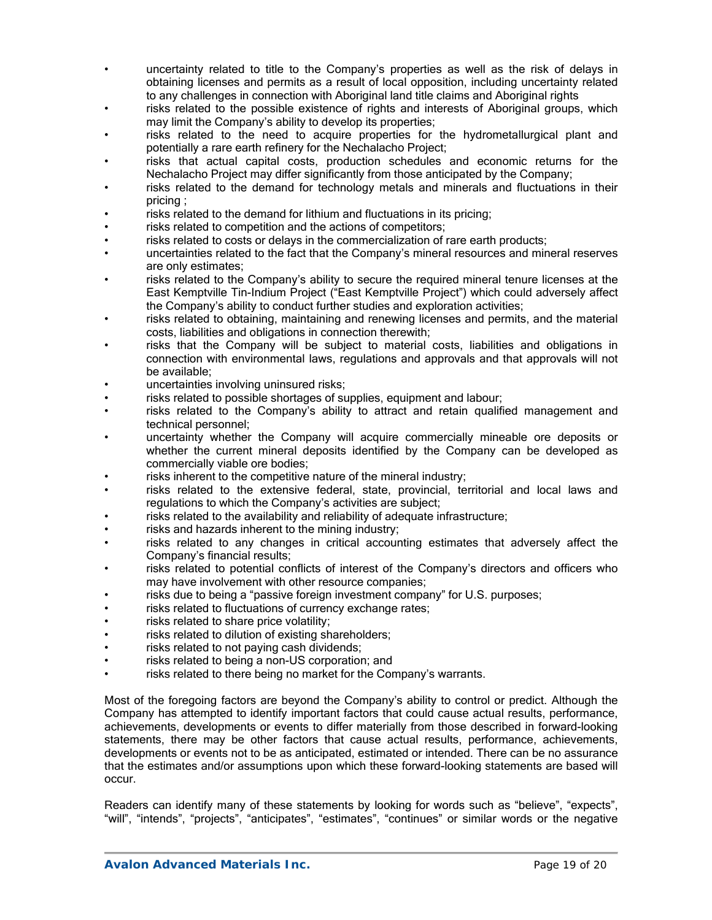- uncertainty related to title to the Company's properties as well as the risk of delays in obtaining licenses and permits as a result of local opposition, including uncertainty related to any challenges in connection with Aboriginal land title claims and Aboriginal rights
- risks related to the possible existence of rights and interests of Aboriginal groups, which may limit the Company's ability to develop its properties;
- risks related to the need to acquire properties for the hydrometallurgical plant and potentially a rare earth refinery for the Nechalacho Project;
- risks that actual capital costs, production schedules and economic returns for the Nechalacho Project may differ significantly from those anticipated by the Company;
- risks related to the demand for technology metals and minerals and fluctuations in their pricing ;
- risks related to the demand for lithium and fluctuations in its pricing;
- risks related to competition and the actions of competitors;
- risks related to costs or delays in the commercialization of rare earth products;
- uncertainties related to the fact that the Company's mineral resources and mineral reserves are only estimates;
- risks related to the Company's ability to secure the required mineral tenure licenses at the East Kemptville Tin-Indium Project ("East Kemptville Project") which could adversely affect the Company's ability to conduct further studies and exploration activities;
- risks related to obtaining, maintaining and renewing licenses and permits, and the material costs, liabilities and obligations in connection therewith;
- risks that the Company will be subject to material costs, liabilities and obligations in connection with environmental laws, regulations and approvals and that approvals will not be available;
- uncertainties involving uninsured risks;
- risks related to possible shortages of supplies, equipment and labour;
- risks related to the Company's ability to attract and retain qualified management and technical personnel;
- uncertainty whether the Company will acquire commercially mineable ore deposits or whether the current mineral deposits identified by the Company can be developed as commercially viable ore bodies;
- risks inherent to the competitive nature of the mineral industry;
- risks related to the extensive federal, state, provincial, territorial and local laws and regulations to which the Company's activities are subject;
- risks related to the availability and reliability of adequate infrastructure;
- risks and hazards inherent to the mining industry;
- risks related to any changes in critical accounting estimates that adversely affect the Company's financial results;
- risks related to potential conflicts of interest of the Company's directors and officers who may have involvement with other resource companies;
- risks due to being a "passive foreign investment company" for U.S. purposes;
- risks related to fluctuations of currency exchange rates;
- risks related to share price volatility;
- risks related to dilution of existing shareholders;
- risks related to not paying cash dividends;
- risks related to being a non-US corporation; and
- risks related to there being no market for the Company's warrants.

Most of the foregoing factors are beyond the Company's ability to control or predict. Although the Company has attempted to identify important factors that could cause actual results, performance, achievements, developments or events to differ materially from those described in forward-looking statements, there may be other factors that cause actual results, performance, achievements, developments or events not to be as anticipated, estimated or intended. There can be no assurance that the estimates and/or assumptions upon which these forward-looking statements are based will occur.

Readers can identify many of these statements by looking for words such as "believe", "expects", "will", "intends", "projects", "anticipates", "estimates", "continues" or similar words or the negative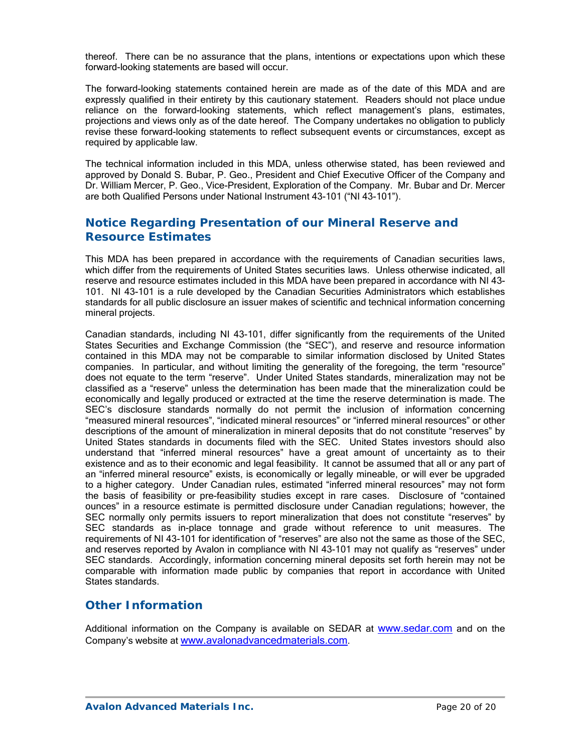thereof. There can be no assurance that the plans, intentions or expectations upon which these forward-looking statements are based will occur.

The forward-looking statements contained herein are made as of the date of this MDA and are expressly qualified in their entirety by this cautionary statement. Readers should not place undue reliance on the forward-looking statements, which reflect management's plans, estimates, projections and views only as of the date hereof. The Company undertakes no obligation to publicly revise these forward-looking statements to reflect subsequent events or circumstances, except as required by applicable law.

The technical information included in this MDA, unless otherwise stated, has been reviewed and approved by Donald S. Bubar, P. Geo., President and Chief Executive Officer of the Company and Dr. William Mercer, P. Geo., Vice-President, Exploration of the Company. Mr. Bubar and Dr. Mercer are both Qualified Persons under National Instrument 43-101 ("NI 43-101").

## Notice Regarding Presentation of our Mineral Reserve and Resource Estimates

This MDA has been prepared in accordance with the requirements of Canadian securities laws, which differ from the requirements of United States securities laws. Unless otherwise indicated, all reserve and resource estimates included in this MDA have been prepared in accordance with NI 43-101. NI 43-101 is a rule developed by the Canadian Securities Administrators which establishes standards for all public disclosure an issuer makes of scientific and technical information concerning mineral projects.

Canadian standards, including NI 43-101, differ significantly from the requirements of the United States Securities and Exchange Commission (the "SEC"), and reserve and resource information contained in this MDA may not be comparable to similar information disclosed by United States companies. In particular, and without limiting the generality of the foregoing, the term "resource" does not equate to the term "reserve". Under United States standards, mineralization may not be classified as a "reserve" unless the determination has been made that the mineralization could be economically and legally produced or extracted at the time the reserve determination is made. The SEC's disclosure standards normally do not permit the inclusion of information concerning "measured mineral resources", "indicated mineral resources" or "inferred mineral resources" or other descriptions of the amount of mineralization in mineral deposits that do not constitute "reserves" by United States standards in documents filed with the SEC. United States investors should also understand that "inferred mineral resources" have a great amount of uncertainty as to their existence and as to their economic and legal feasibility. It cannot be assumed that all or any part of an "inferred mineral resource" exists, is economically or legally mineable, or will ever be upgraded to a higher category. Under Canadian rules, estimated "inferred mineral resources" may not form the basis of feasibility or pre-feasibility studies except in rare cases. Disclosure of "contained ounces" in a resource estimate is permitted disclosure under Canadian regulations; however, the SEC normally only permits issuers to report mineralization that does not constitute "reserves" by SEC standards as in-place tonnage and grade without reference to unit measures. The requirements of NI 43-101 for identification of "reserves" are also not the same as those of the SEC, and reserves reported by Avalon in compliance with NI 43-101 may not qualify as "reserves" under SEC standards. Accordingly, information concerning mineral deposits set forth herein may not be comparable with information made public by companies that report in accordance with United States standards.

## Other Information

Additional information on the Company is available on SEDAR at www.sedar.com and on the Company's website at www.avalonadvancedmaterials.com.